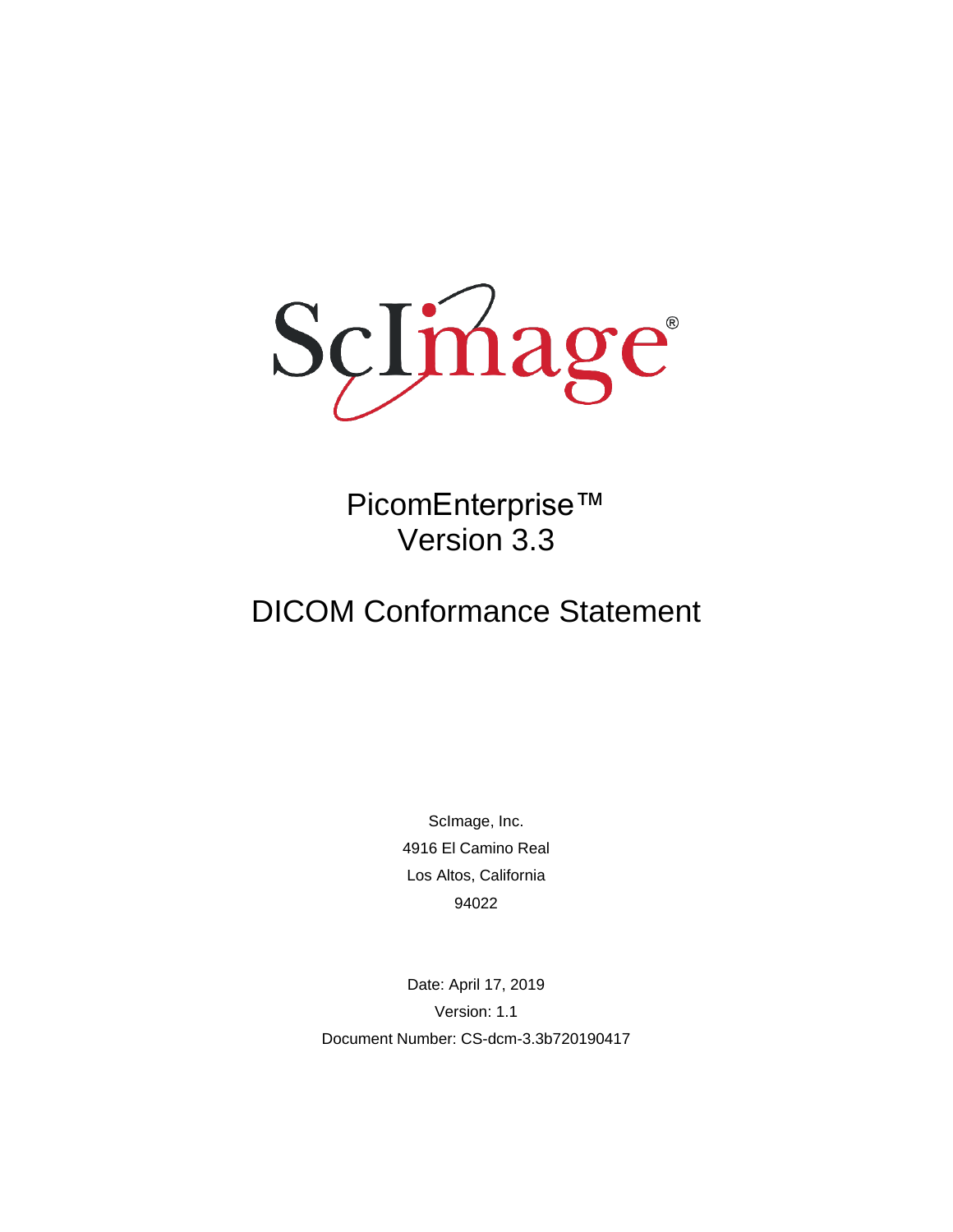ScImage®

# PicomEnterprise™
# Version 3.3

# DICOM Conformance Statement

ScImage, Inc.

4916 El Camino Real

Los Altos, California

94022

Date: April 17, 2019

Version: 1.1

Document Number: CS-dcm-3.3b720190417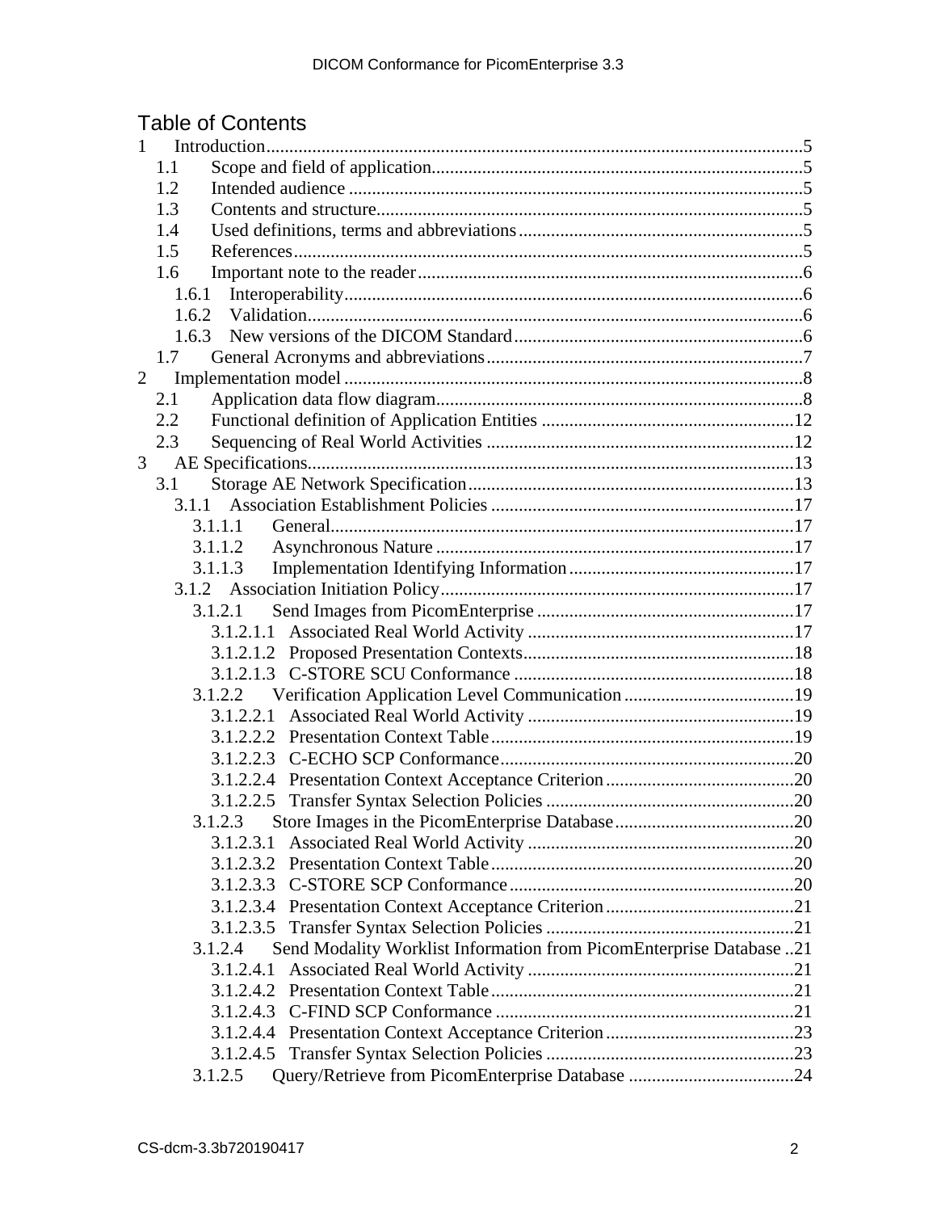# Table of Contents

1 Introduction ....5
  1.1 Scope and field of application ....5
  1.2 Intended audience ....5
  1.3 Contents and structure ....5
  1.4 Used definitions, terms and abbreviations ....5
  1.5 References ....5
  1.6 Important note to the reader ....6
    1.6.1 Interoperability ....6
    1.6.2 Validation ....6
    1.6.3 New versions of the DICOM Standard ....6
  1.7 General Acronyms and abbreviations ....7
2 Implementation model ....8
  2.1 Application data flow diagram ....8
  2.2 Functional definition of Application Entities ....12
  2.3 Sequencing of Real World Activities ....12
3 AE Specifications ....13
  3.1 Storage AE Network Specification ....13
    3.1.1 Association Establishment Policies ....17
      3.1.1.1 General ....17
      3.1.1.2 Asynchronous Nature ....17
      3.1.1.3 Implementation Identifying Information ....17
    3.1.2 Association Initiation Policy ....17
      3.1.2.1 Send Images from PicomEnterprise ....17
        3.1.2.1.1 Associated Real World Activity ....17
        3.1.2.1.2 Proposed Presentation Contexts ....18
        3.1.2.1.3 C-STORE SCU Conformance ....18
      3.1.2.2 Verification Application Level Communication ....19
        3.1.2.2.1 Associated Real World Activity ....19
        3.1.2.2.2 Presentation Context Table ....19
        3.1.2.2.3 C-ECHO SCP Conformance ....20
        3.1.2.2.4 Presentation Context Acceptance Criterion ....20
        3.1.2.2.5 Transfer Syntax Selection Policies ....20
      3.1.2.3 Store Images in the PicomEnterprise Database ....20
        3.1.2.3.1 Associated Real World Activity ....20
        3.1.2.3.2 Presentation Context Table ....20
        3.1.2.3.3 C-STORE SCP Conformance ....20
        3.1.2.3.4 Presentation Context Acceptance Criterion ....21
        3.1.2.3.5 Transfer Syntax Selection Policies ....21
      3.1.2.4 Send Modality Worklist Information from PicomEnterprise Database ....21
        3.1.2.4.1 Associated Real World Activity ....21
        3.1.2.4.2 Presentation Context Table ....21
        3.1.2.4.3 C-FIND SCP Conformance ....21
        3.1.2.4.4 Presentation Context Acceptance Criterion ....23
        3.1.2.4.5 Transfer Syntax Selection Policies ....23
      3.1.2.5 Query/Retrieve from PicomEnterprise Database ....24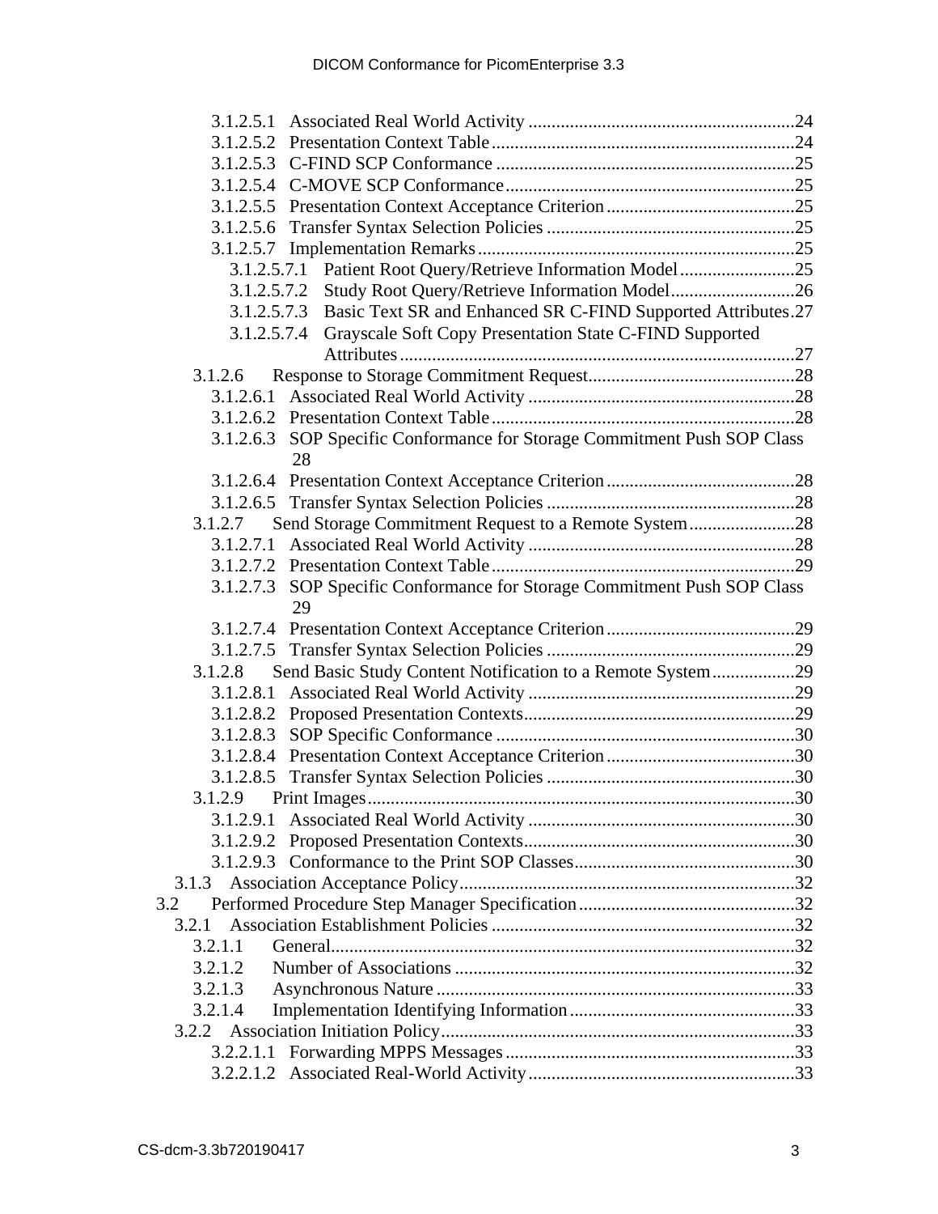3.1.2.5.1 Associated Real World Activity ..........................................................24
3.1.2.5.2 Presentation Context Table..................................................................24
3.1.2.5.3 C-FIND SCP Conformance .................................................................25
3.1.2.5.4 C-MOVE SCP Conformance...............................................................25
3.1.2.5.5 Presentation Context Acceptance Criterion.........................................25
3.1.2.5.6 Transfer Syntax Selection Policies ......................................................25
3.1.2.5.7 Implementation Remarks.....................................................................25
3.1.2.5.7.1 Patient Root Query/Retrieve Information Model.........................25
3.1.2.5.7.2 Study Root Query/Retrieve Information Model...........................26
3.1.2.5.7.3 Basic Text SR and Enhanced SR C-FIND Supported Attributes.27
3.1.2.5.7.4 Grayscale Soft Copy Presentation State C-FIND Supported Attributes......................................................................................27
3.1.2.6 Response to Storage Commitment Request............................................28
3.1.2.6.1 Associated Real World Activity ..........................................................28
3.1.2.6.2 Presentation Context Table..................................................................28
3.1.2.6.3 SOP Specific Conformance for Storage Commitment Push SOP Class 28
3.1.2.6.4 Presentation Context Acceptance Criterion.........................................28
3.1.2.6.5 Transfer Syntax Selection Policies ......................................................28
3.1.2.7 Send Storage Commitment Request to a Remote System.......................28
3.1.2.7.1 Associated Real World Activity ..........................................................28
3.1.2.7.2 Presentation Context Table..................................................................29
3.1.2.7.3 SOP Specific Conformance for Storage Commitment Push SOP Class 29
3.1.2.7.4 Presentation Context Acceptance Criterion.........................................29
3.1.2.7.5 Transfer Syntax Selection Policies ......................................................29
3.1.2.8 Send Basic Study Content Notification to a Remote System..................29
3.1.2.8.1 Associated Real World Activity ..........................................................29
3.1.2.8.2 Proposed Presentation Contexts...........................................................29
3.1.2.8.3 SOP Specific Conformance .................................................................30
3.1.2.8.4 Presentation Context Acceptance Criterion.........................................30
3.1.2.8.5 Transfer Syntax Selection Policies ......................................................30
3.1.2.9 Print Images.............................................................................................30
3.1.2.9.1 Associated Real World Activity ..........................................................30
3.1.2.9.2 Proposed Presentation Contexts...........................................................30
3.1.2.9.3 Conformance to the Print SOP Classes................................................30
3.1.3 Association Acceptance Policy.........................................................................32
3.2 Performed Procedure Step Manager Specification...............................................32
3.2.1 Association Establishment Policies ..................................................................32
3.2.1.1 General.....................................................................................................32
3.2.1.2 Number of Associations ..........................................................................32
3.2.1.3 Asynchronous Nature ..............................................................................33
3.2.1.4 Implementation Identifying Information.................................................33
3.2.2 Association Initiation Policy.............................................................................33
3.2.2.1.1 Forwarding MPPS Messages...............................................................33
3.2.2.1.2 Associated Real-World Activity..........................................................33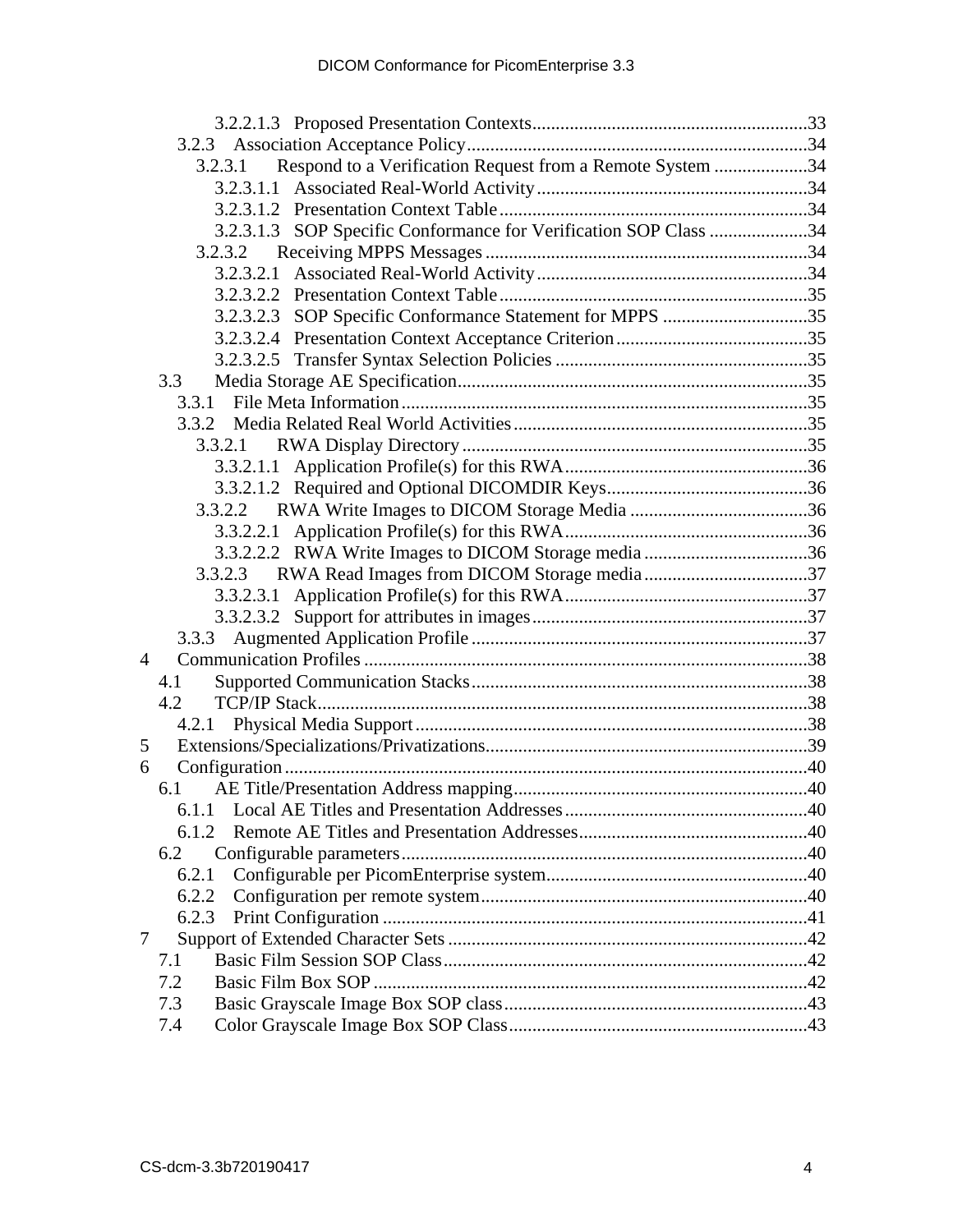3.2.2.1.3 Proposed Presentation Contexts ........................................................ 33
3.2.3 Association Acceptance Policy ........................................................ 34
3.2.3.1 Respond to a Verification Request from a Remote System .................... 34
3.2.3.1.1 Associated Real-World Activity ........................................................ 34
3.2.3.1.2 Presentation Context Table ........................................................ 34
3.2.3.1.3 SOP Specific Conformance for Verification SOP Class .................... 34
3.2.3.2 Receiving MPPS Messages ........................................................ 34
3.2.3.2.1 Associated Real-World Activity ........................................................ 34
3.2.3.2.2 Presentation Context Table ........................................................ 35
3.2.3.2.3 SOP Specific Conformance Statement for MPPS .............................. 35
3.2.3.2.4 Presentation Context Acceptance Criterion ........................................ 35
3.2.3.2.5 Transfer Syntax Selection Policies ........................................................ 35
3.3 Media Storage AE Specification ........................................................ 35
3.3.1 File Meta Information ........................................................ 35
3.3.2 Media Related Real World Activities ........................................................ 35
3.3.2.1 RWA Display Directory ........................................................ 35
3.3.2.1.1 Application Profile(s) for this RWA ........................................................ 36
3.3.2.1.2 Required and Optional DICOMDIR Keys ........................................ 36
3.3.2.2 RWA Write Images to DICOM Storage Media ........................................ 36
3.3.2.2.1 Application Profile(s) for this RWA ........................................................ 36
3.3.2.2.2 RWA Write Images to DICOM Storage media ........................................ 36
3.3.2.3 RWA Read Images from DICOM Storage media ........................................ 37
3.3.2.3.1 Application Profile(s) for this RWA ........................................................ 37
3.3.2.3.2 Support for attributes in images ........................................................ 37
3.3.3 Augmented Application Profile ........................................................ 37
4 Communication Profiles ........................................................ 38
4.1 Supported Communication Stacks ........................................................ 38
4.2 TCP/IP Stack ........................................................ 38
4.2.1 Physical Media Support ........................................................ 38
5 Extensions/Specializations/Privatizations ........................................................ 39
6 Configuration ........................................................ 40
6.1 AE Title/Presentation Address mapping ........................................................ 40
6.1.1 Local AE Titles and Presentation Addresses ........................................ 40
6.1.2 Remote AE Titles and Presentation Addresses ........................................ 40
6.2 Configurable parameters ........................................................ 40
6.2.1 Configurable per PicomEnterprise system ........................................ 40
6.2.2 Configuration per remote system ........................................................ 40
6.2.3 Print Configuration ........................................................ 41
7 Support of Extended Character Sets ........................................................ 42
7.1 Basic Film Session SOP Class ........................................................ 42
7.2 Basic Film Box SOP ........................................................ 42
7.3 Basic Grayscale Image Box SOP class ........................................................ 43
7.4 Color Grayscale Image Box SOP Class ........................................................ 43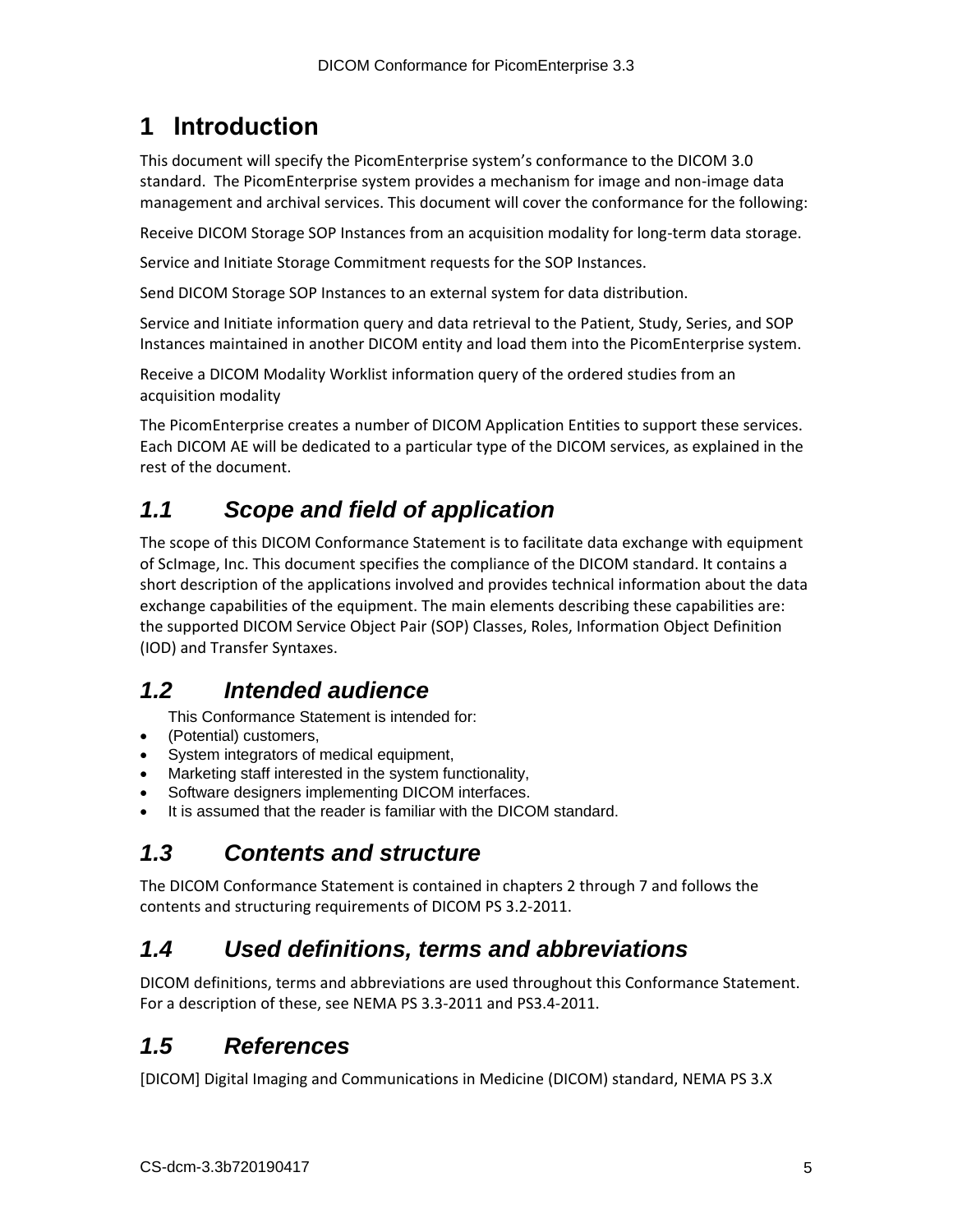# 1 Introduction

This document will specify the PicomEnterprise system's conformance to the DICOM 3.0 standard. The PicomEnterprise system provides a mechanism for image and non-image data management and archival services. This document will cover the conformance for the following:

Receive DICOM Storage SOP Instances from an acquisition modality for long-term data storage.

Service and Initiate Storage Commitment requests for the SOP Instances.

Send DICOM Storage SOP Instances to an external system for data distribution.

Service and Initiate information query and data retrieval to the Patient, Study, Series, and SOP Instances maintained in another DICOM entity and load them into the PicomEnterprise system.

Receive a DICOM Modality Worklist information query of the ordered studies from an acquisition modality

The PicomEnterprise creates a number of DICOM Application Entities to support these services. Each DICOM AE will be dedicated to a particular type of the DICOM services, as explained in the rest of the document.

## *1.1 Scope and field of application*

The scope of this DICOM Conformance Statement is to facilitate data exchange with equipment of ScImage, Inc. This document specifies the compliance of the DICOM standard. It contains a short description of the applications involved and provides technical information about the data exchange capabilities of the equipment. The main elements describing these capabilities are: the supported DICOM Service Object Pair (SOP) Classes, Roles, Information Object Definition (IOD) and Transfer Syntaxes.

## *1.2 Intended audience*

This Conformance Statement is intended for:

- (Potential) customers,
- System integrators of medical equipment,
- Marketing staff interested in the system functionality,
- Software designers implementing DICOM interfaces.
- It is assumed that the reader is familiar with the DICOM standard.

## *1.3 Contents and structure*

The DICOM Conformance Statement is contained in chapters 2 through 7 and follows the contents and structuring requirements of DICOM PS 3.2-2011.

## *1.4 Used definitions, terms and abbreviations*

DICOM definitions, terms and abbreviations are used throughout this Conformance Statement. For a description of these, see NEMA PS 3.3-2011 and PS3.4-2011.

## *1.5 References*

[DICOM] Digital Imaging and Communications in Medicine (DICOM) standard, NEMA PS 3.X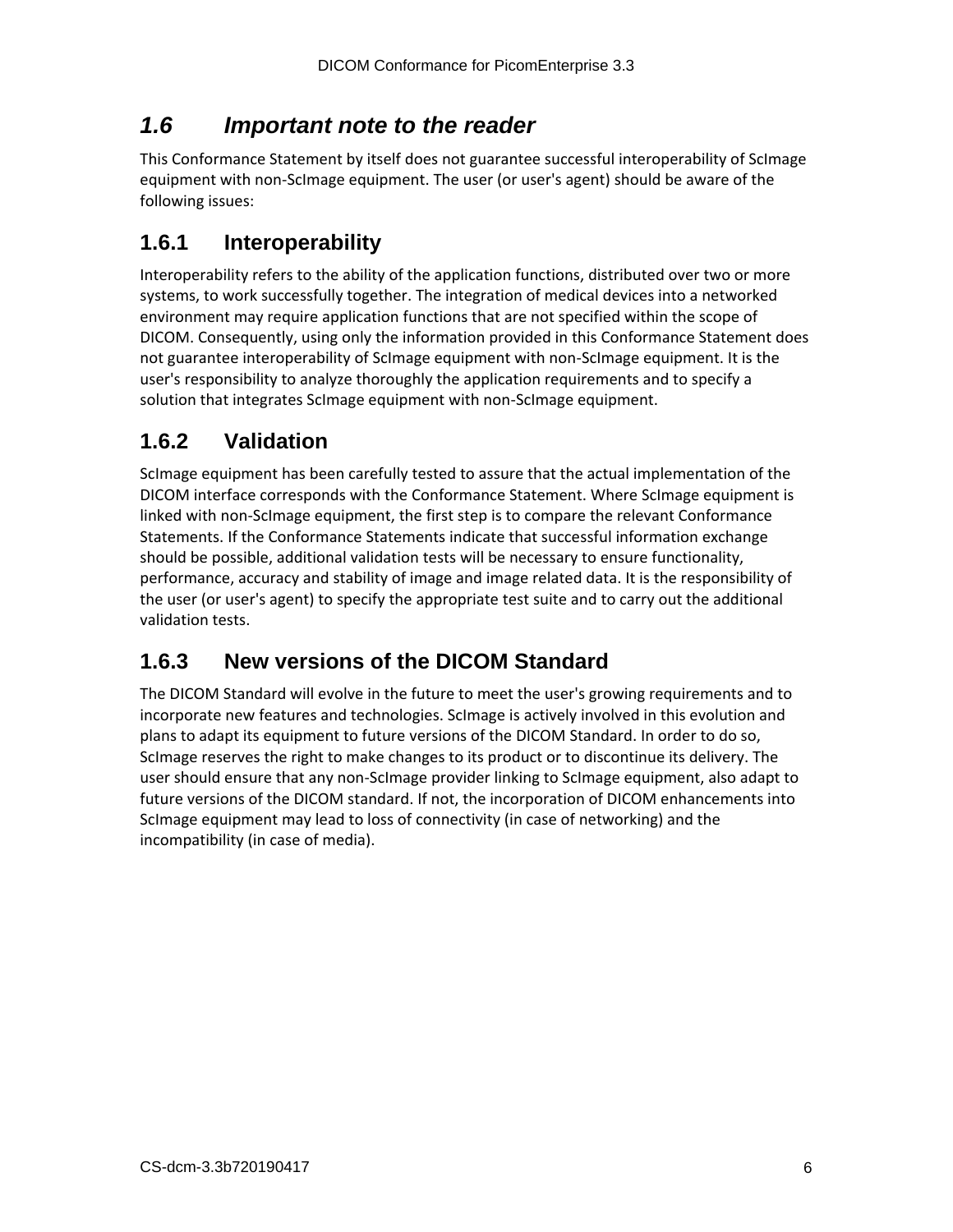## *1.6 Important note to the reader*

This Conformance Statement by itself does not guarantee successful interoperability of ScImage equipment with non-ScImage equipment. The user (or user's agent) should be aware of the following issues:

### 1.6.1 Interoperability

Interoperability refers to the ability of the application functions, distributed over two or more systems, to work successfully together. The integration of medical devices into a networked environment may require application functions that are not specified within the scope of DICOM. Consequently, using only the information provided in this Conformance Statement does not guarantee interoperability of ScImage equipment with non-ScImage equipment. It is the user's responsibility to analyze thoroughly the application requirements and to specify a solution that integrates ScImage equipment with non-ScImage equipment.

### 1.6.2 Validation

ScImage equipment has been carefully tested to assure that the actual implementation of the DICOM interface corresponds with the Conformance Statement. Where ScImage equipment is linked with non-ScImage equipment, the first step is to compare the relevant Conformance Statements. If the Conformance Statements indicate that successful information exchange should be possible, additional validation tests will be necessary to ensure functionality, performance, accuracy and stability of image and image related data. It is the responsibility of the user (or user's agent) to specify the appropriate test suite and to carry out the additional validation tests.

### 1.6.3 New versions of the DICOM Standard

The DICOM Standard will evolve in the future to meet the user's growing requirements and to incorporate new features and technologies. ScImage is actively involved in this evolution and plans to adapt its equipment to future versions of the DICOM Standard. In order to do so, ScImage reserves the right to make changes to its product or to discontinue its delivery. The user should ensure that any non-ScImage provider linking to ScImage equipment, also adapt to future versions of the DICOM standard. If not, the incorporation of DICOM enhancements into ScImage equipment may lead to loss of connectivity (in case of networking) and the incompatibility (in case of media).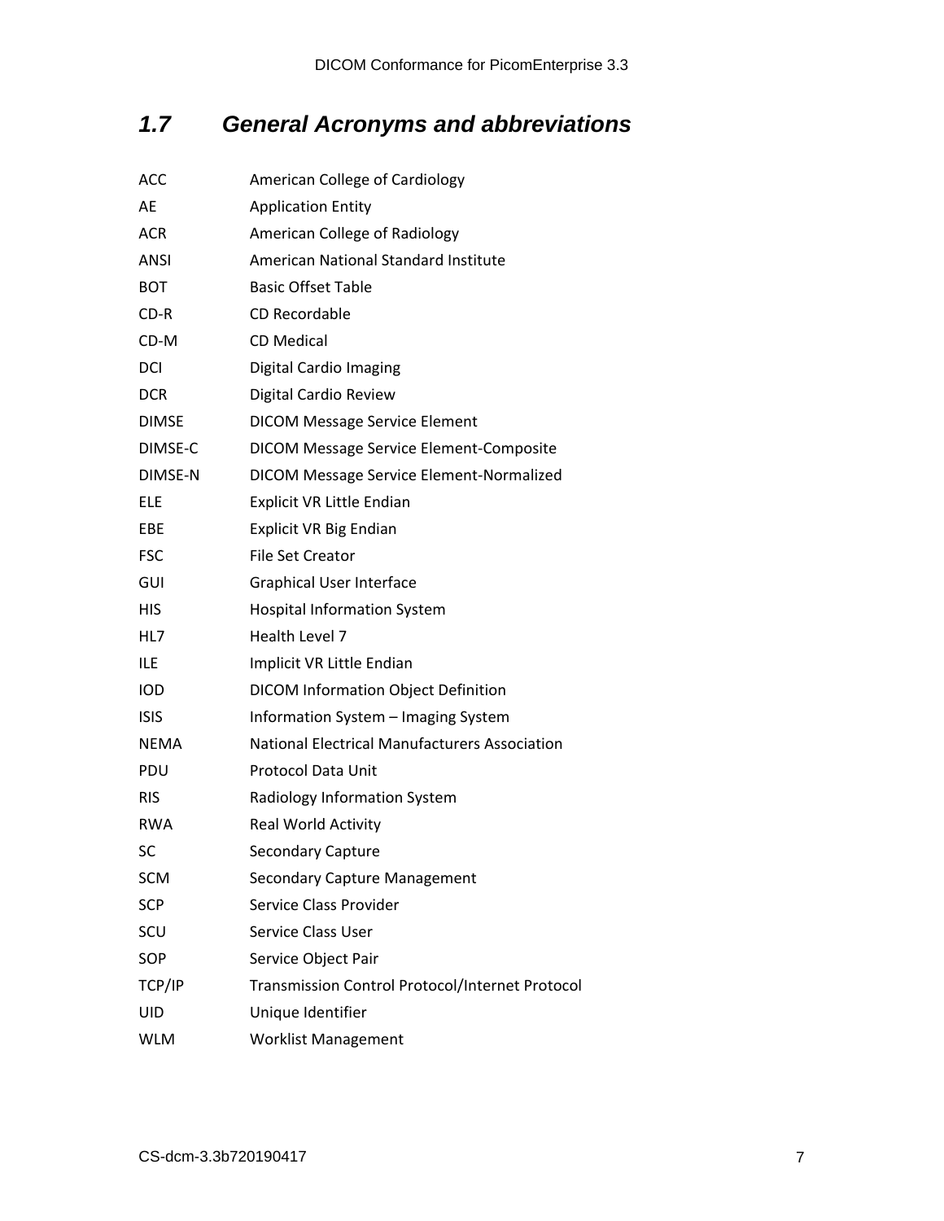## 1.7 General Acronyms and abbreviations

| | |
|---|---|
| ACC | American College of Cardiology |
| AE | Application Entity |
| ACR | American College of Radiology |
| ANSI | American National Standard Institute |
| BOT | Basic Offset Table |
| CD-R | CD Recordable |
| CD-M | CD Medical |
| DCI | Digital Cardio Imaging |
| DCR | Digital Cardio Review |
| DIMSE | DICOM Message Service Element |
| DIMSE-C | DICOM Message Service Element-Composite |
| DIMSE-N | DICOM Message Service Element-Normalized |
| ELE | Explicit VR Little Endian |
| EBE | Explicit VR Big Endian |
| FSC | File Set Creator |
| GUI | Graphical User Interface |
| HIS | Hospital Information System |
| HL7 | Health Level 7 |
| ILE | Implicit VR Little Endian |
| IOD | DICOM Information Object Definition |
| ISIS | Information System – Imaging System |
| NEMA | National Electrical Manufacturers Association |
| PDU | Protocol Data Unit |
| RIS | Radiology Information System |
| RWA | Real World Activity |
| SC | Secondary Capture |
| SCM | Secondary Capture Management |
| SCP | Service Class Provider |
| SCU | Service Class User |
| SOP | Service Object Pair |
| TCP/IP | Transmission Control Protocol/Internet Protocol |
| UID | Unique Identifier |
| WLM | Worklist Management |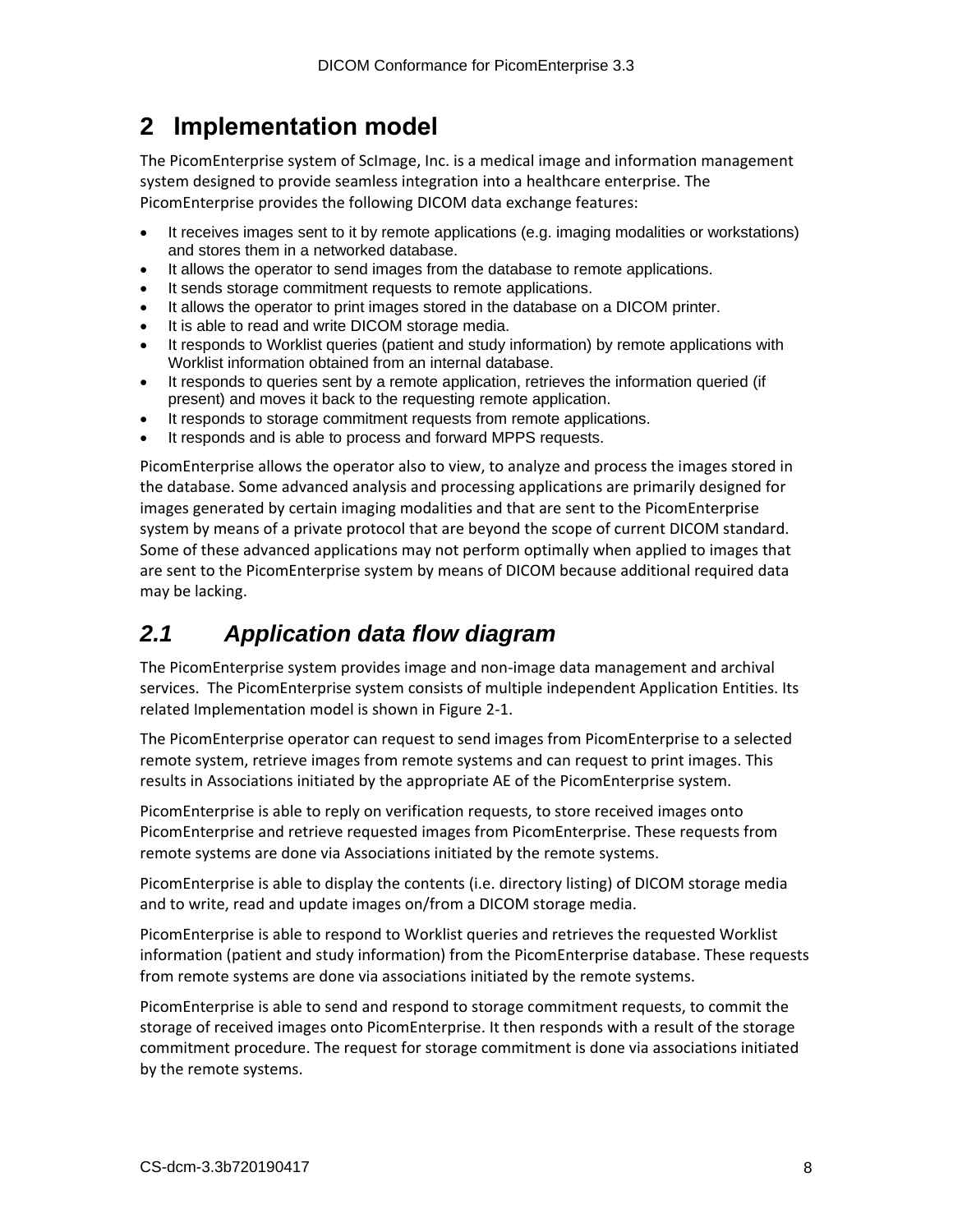# 2 Implementation model

The PicomEnterprise system of ScImage, Inc. is a medical image and information management system designed to provide seamless integration into a healthcare enterprise. The PicomEnterprise provides the following DICOM data exchange features:

- It receives images sent to it by remote applications (e.g. imaging modalities or workstations) and stores them in a networked database.
- It allows the operator to send images from the database to remote applications.
- It sends storage commitment requests to remote applications.
- It allows the operator to print images stored in the database on a DICOM printer.
- It is able to read and write DICOM storage media.
- It responds to Worklist queries (patient and study information) by remote applications with Worklist information obtained from an internal database.
- It responds to queries sent by a remote application, retrieves the information queried (if present) and moves it back to the requesting remote application.
- It responds to storage commitment requests from remote applications.
- It responds and is able to process and forward MPPS requests.

PicomEnterprise allows the operator also to view, to analyze and process the images stored in the database. Some advanced analysis and processing applications are primarily designed for images generated by certain imaging modalities and that are sent to the PicomEnterprise system by means of a private protocol that are beyond the scope of current DICOM standard. Some of these advanced applications may not perform optimally when applied to images that are sent to the PicomEnterprise system by means of DICOM because additional required data may be lacking.

## *2.1 Application data flow diagram*

The PicomEnterprise system provides image and non-image data management and archival services. The PicomEnterprise system consists of multiple independent Application Entities. Its related Implementation model is shown in Figure 2-1.

The PicomEnterprise operator can request to send images from PicomEnterprise to a selected remote system, retrieve images from remote systems and can request to print images. This results in Associations initiated by the appropriate AE of the PicomEnterprise system.

PicomEnterprise is able to reply on verification requests, to store received images onto PicomEnterprise and retrieve requested images from PicomEnterprise. These requests from remote systems are done via Associations initiated by the remote systems.

PicomEnterprise is able to display the contents (i.e. directory listing) of DICOM storage media and to write, read and update images on/from a DICOM storage media.

PicomEnterprise is able to respond to Worklist queries and retrieves the requested Worklist information (patient and study information) from the PicomEnterprise database. These requests from remote systems are done via associations initiated by the remote systems.

PicomEnterprise is able to send and respond to storage commitment requests, to commit the storage of received images onto PicomEnterprise. It then responds with a result of the storage commitment procedure. The request for storage commitment is done via associations initiated by the remote systems.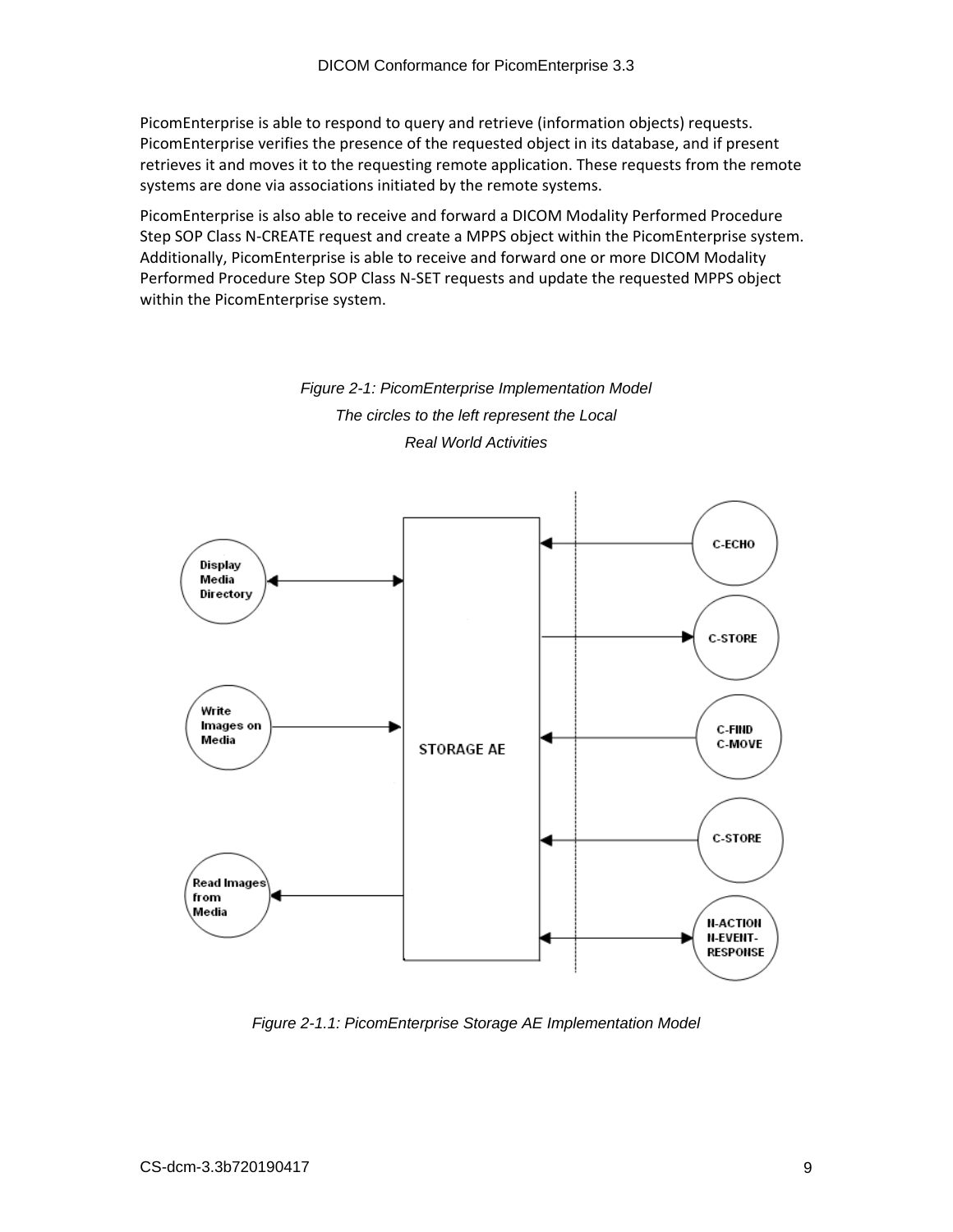PicomEnterprise is able to respond to query and retrieve (information objects) requests. PicomEnterprise verifies the presence of the requested object in its database, and if present retrieves it and moves it to the requesting remote application. These requests from the remote systems are done via associations initiated by the remote systems.

PicomEnterprise is also able to receive and forward a DICOM Modality Performed Procedure Step SOP Class N-CREATE request and create a MPPS object within the PicomEnterprise system. Additionally, PicomEnterprise is able to receive and forward one or more DICOM Modality Performed Procedure Step SOP Class N-SET requests and update the requested MPPS object within the PicomEnterprise system.

*Figure 2-1: PicomEnterprise Implementation Model*

*The circles to the left represent the Local*

*Real World Activities*

Display Media Directory

Write Images on Media

Read Images from Media

STORAGE AE

C-ECHO

C-STORE

C-FIND
C-MOVE

C-STORE

N-ACTION
N-EVENT-RESPONSE

*Figure 2-1.1: PicomEnterprise Storage AE Implementation Model*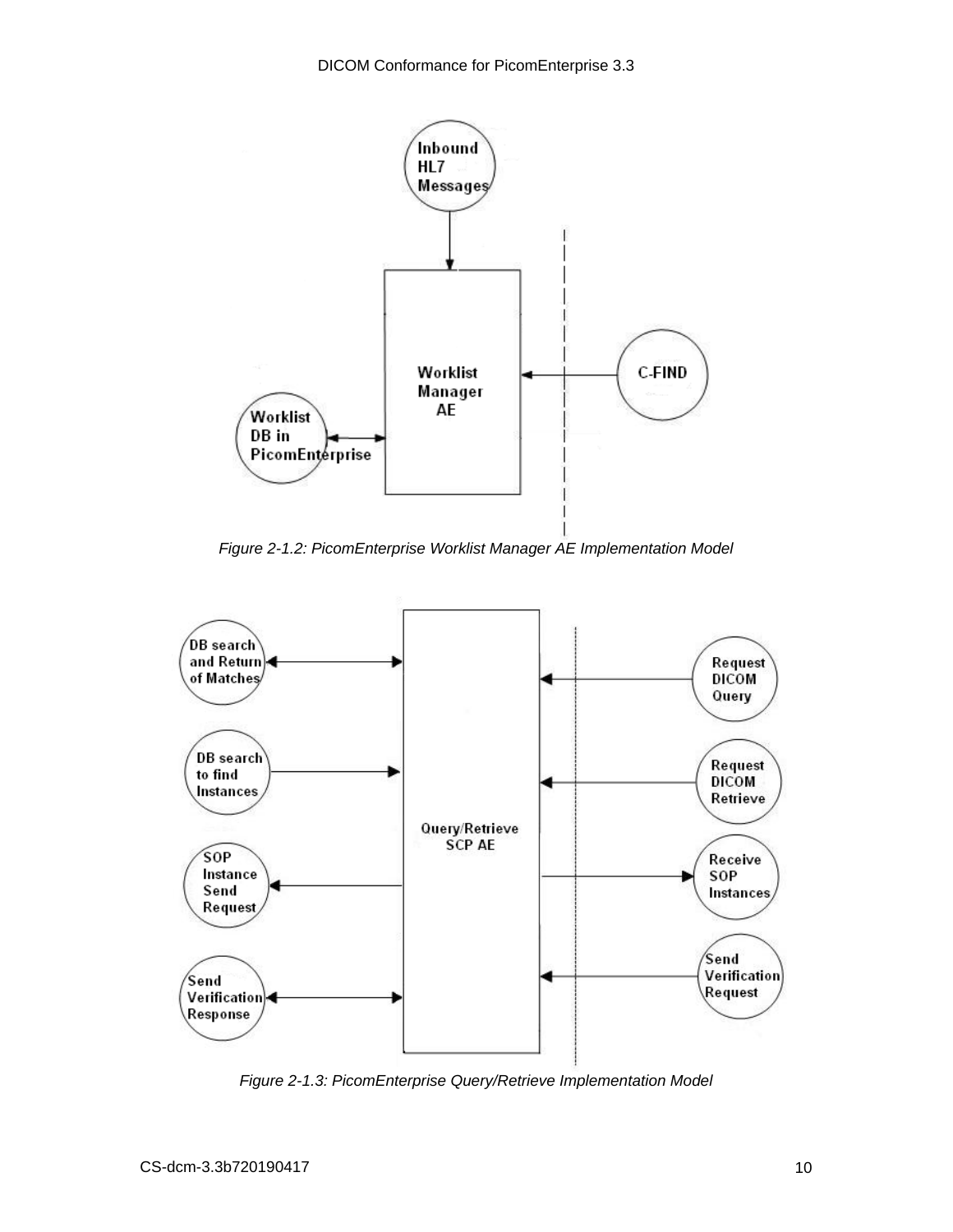*Figure 2-1.2: PicomEnterprise Worklist Manager AE Implementation Model*

*Figure 2-1.3: PicomEnterprise Query/Retrieve Implementation Model*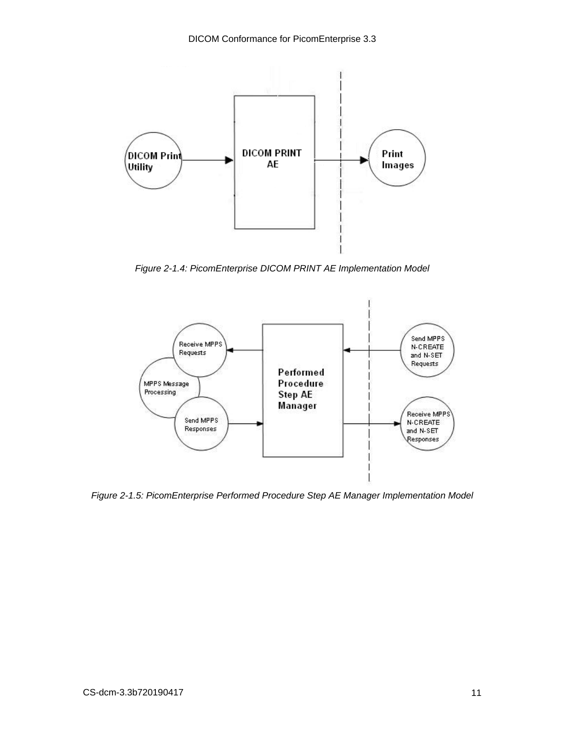Figure 2-1.4: PicomEnterprise DICOM PRINT AE Implementation Model

Figure 2-1.5: PicomEnterprise Performed Procedure Step AE Manager Implementation Model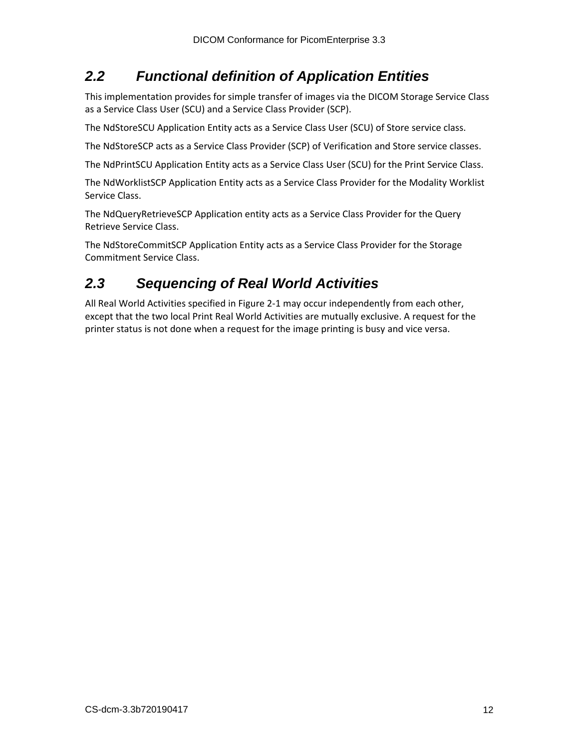## 2.2 Functional definition of Application Entities

This implementation provides for simple transfer of images via the DICOM Storage Service Class as a Service Class User (SCU) and a Service Class Provider (SCP).

The NdStoreSCU Application Entity acts as a Service Class User (SCU) of Store service class.

The NdStoreSCP acts as a Service Class Provider (SCP) of Verification and Store service classes.

The NdPrintSCU Application Entity acts as a Service Class User (SCU) for the Print Service Class.

The NdWorklistSCP Application Entity acts as a Service Class Provider for the Modality Worklist Service Class.

The NdQueryRetrieveSCP Application entity acts as a Service Class Provider for the Query Retrieve Service Class.

The NdStoreCommitSCP Application Entity acts as a Service Class Provider for the Storage Commitment Service Class.

## 2.3 Sequencing of Real World Activities

All Real World Activities specified in Figure 2-1 may occur independently from each other, except that the two local Print Real World Activities are mutually exclusive. A request for the printer status is not done when a request for the image printing is busy and vice versa.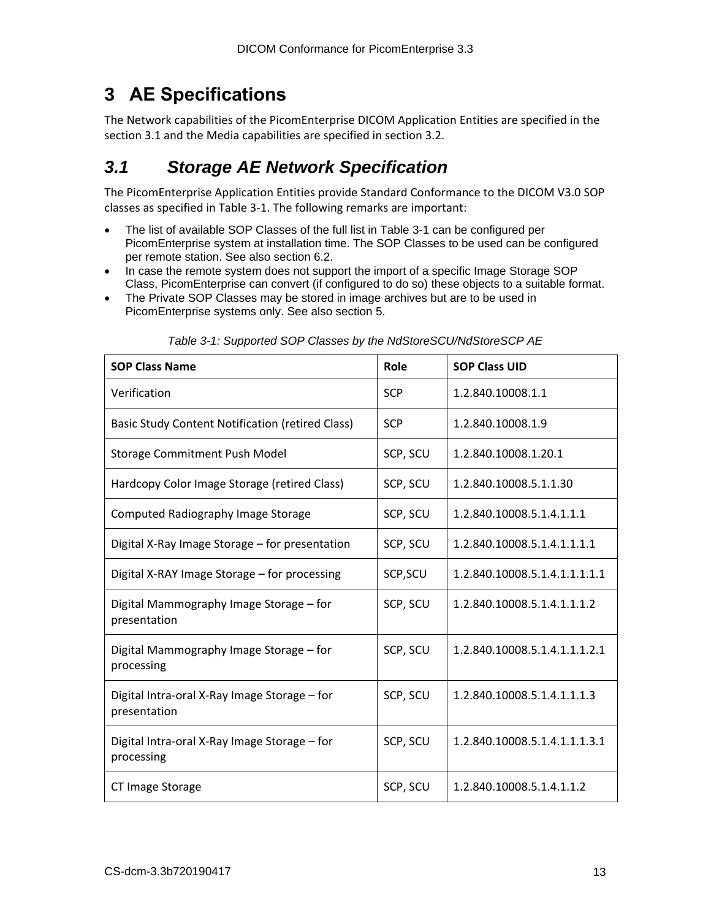# 3 AE Specifications

The Network capabilities of the PicomEnterprise DICOM Application Entities are specified in the section 3.1 and the Media capabilities are specified in section 3.2.

## *3.1 Storage AE Network Specification*

The PicomEnterprise Application Entities provide Standard Conformance to the DICOM V3.0 SOP classes as specified in Table 3-1. The following remarks are important:

- The list of available SOP Classes of the full list in Table 3-1 can be configured per PicomEnterprise system at installation time. The SOP Classes to be used can be configured per remote station. See also section 6.2.
- In case the remote system does not support the import of a specific Image Storage SOP Class, PicomEnterprise can convert (if configured to do so) these objects to a suitable format.
- The Private SOP Classes may be stored in image archives but are to be used in PicomEnterprise systems only. See also section 5.

*Table 3-1: Supported SOP Classes by the NdStoreSCU/NdStoreSCP AE*

| SOP Class Name | Role | SOP Class UID |
|---|---|---|
| Verification | SCP | 1.2.840.10008.1.1 |
| Basic Study Content Notification (retired Class) | SCP | 1.2.840.10008.1.9 |
| Storage Commitment Push Model | SCP, SCU | 1.2.840.10008.1.20.1 |
| Hardcopy Color Image Storage (retired Class) | SCP, SCU | 1.2.840.10008.5.1.1.30 |
| Computed Radiography Image Storage | SCP, SCU | 1.2.840.10008.5.1.4.1.1.1 |
| Digital X-Ray Image Storage – for presentation | SCP, SCU | 1.2.840.10008.5.1.4.1.1.1.1 |
| Digital X-RAY Image Storage – for processing | SCP,SCU | 1.2.840.10008.5.1.4.1.1.1.1.1 |
| Digital Mammography Image Storage – for presentation | SCP, SCU | 1.2.840.10008.5.1.4.1.1.1.2 |
| Digital Mammography Image Storage – for processing | SCP, SCU | 1.2.840.10008.5.1.4.1.1.1.2.1 |
| Digital Intra-oral X-Ray Image Storage – for presentation | SCP, SCU | 1.2.840.10008.5.1.4.1.1.1.3 |
| Digital Intra-oral X-Ray Image Storage – for processing | SCP, SCU | 1.2.840.10008.5.1.4.1.1.1.3.1 |
| CT Image Storage | SCP, SCU | 1.2.840.10008.5.1.4.1.1.2 |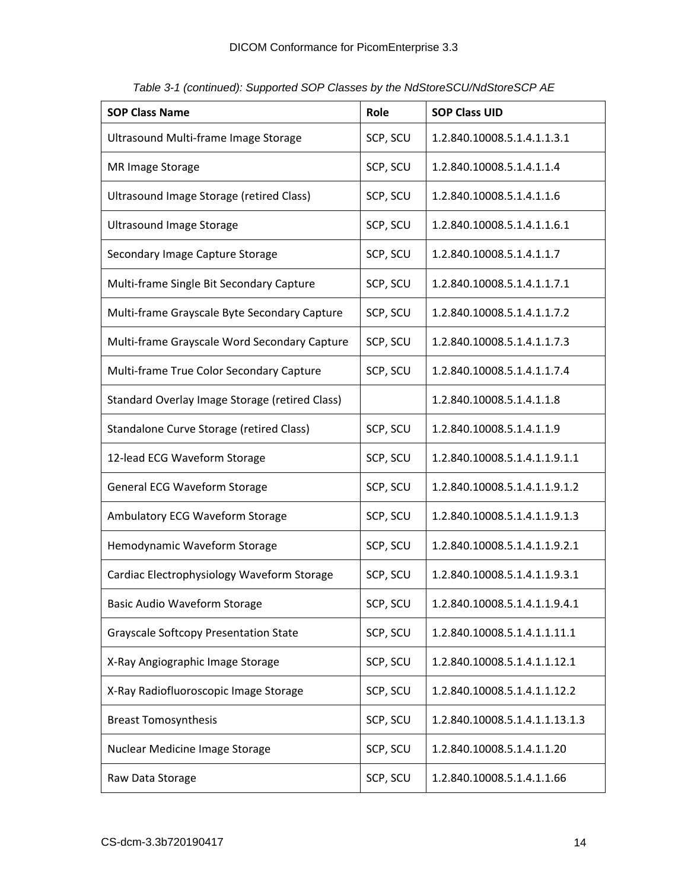*Table 3-1 (continued): Supported SOP Classes by the NdStoreSCU/NdStoreSCP AE*

| SOP Class Name | Role | SOP Class UID |
|---|---|---|
| Ultrasound Multi-frame Image Storage | SCP, SCU | 1.2.840.10008.5.1.4.1.1.3.1 |
| MR Image Storage | SCP, SCU | 1.2.840.10008.5.1.4.1.1.4 |
| Ultrasound Image Storage (retired Class) | SCP, SCU | 1.2.840.10008.5.1.4.1.1.6 |
| Ultrasound Image Storage | SCP, SCU | 1.2.840.10008.5.1.4.1.1.6.1 |
| Secondary Image Capture Storage | SCP, SCU | 1.2.840.10008.5.1.4.1.1.7 |
| Multi-frame Single Bit Secondary Capture | SCP, SCU | 1.2.840.10008.5.1.4.1.1.7.1 |
| Multi-frame Grayscale Byte Secondary Capture | SCP, SCU | 1.2.840.10008.5.1.4.1.1.7.2 |
| Multi-frame Grayscale Word Secondary Capture | SCP, SCU | 1.2.840.10008.5.1.4.1.1.7.3 |
| Multi-frame True Color Secondary Capture | SCP, SCU | 1.2.840.10008.5.1.4.1.1.7.4 |
| Standard Overlay Image Storage (retired Class) | | 1.2.840.10008.5.1.4.1.1.8 |
| Standalone Curve Storage (retired Class) | SCP, SCU | 1.2.840.10008.5.1.4.1.1.9 |
| 12-lead ECG Waveform Storage | SCP, SCU | 1.2.840.10008.5.1.4.1.1.9.1.1 |
| General ECG Waveform Storage | SCP, SCU | 1.2.840.10008.5.1.4.1.1.9.1.2 |
| Ambulatory ECG Waveform Storage | SCP, SCU | 1.2.840.10008.5.1.4.1.1.9.1.3 |
| Hemodynamic Waveform Storage | SCP, SCU | 1.2.840.10008.5.1.4.1.1.9.2.1 |
| Cardiac Electrophysiology Waveform Storage | SCP, SCU | 1.2.840.10008.5.1.4.1.1.9.3.1 |
| Basic Audio Waveform Storage | SCP, SCU | 1.2.840.10008.5.1.4.1.1.9.4.1 |
| Grayscale Softcopy Presentation State | SCP, SCU | 1.2.840.10008.5.1.4.1.1.11.1 |
| X-Ray Angiographic Image Storage | SCP, SCU | 1.2.840.10008.5.1.4.1.1.12.1 |
| X-Ray Radiofluoroscopic Image Storage | SCP, SCU | 1.2.840.10008.5.1.4.1.1.12.2 |
| Breast Tomosynthesis | SCP, SCU | 1.2.840.10008.5.1.4.1.1.13.1.3 |
| Nuclear Medicine Image Storage | SCP, SCU | 1.2.840.10008.5.1.4.1.1.20 |
| Raw Data Storage | SCP, SCU | 1.2.840.10008.5.1.4.1.1.66 |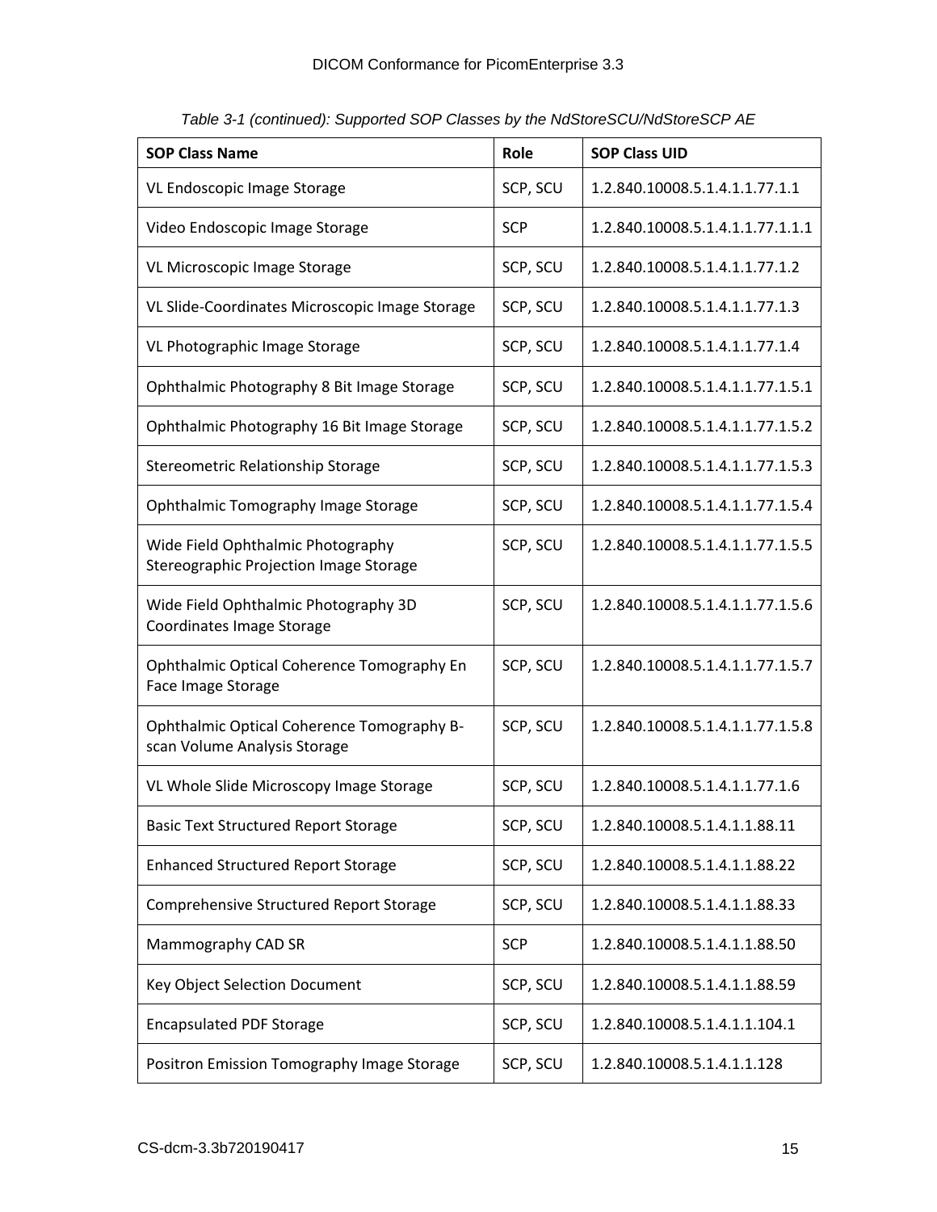*Table 3-1 (continued): Supported SOP Classes by the NdStoreSCU/NdStoreSCP AE*

| SOP Class Name | Role | SOP Class UID |
|---|---|---|
| VL Endoscopic Image Storage | SCP, SCU | 1.2.840.10008.5.1.4.1.1.77.1.1 |
| Video Endoscopic Image Storage | SCP | 1.2.840.10008.5.1.4.1.1.77.1.1.1 |
| VL Microscopic Image Storage | SCP, SCU | 1.2.840.10008.5.1.4.1.1.77.1.2 |
| VL Slide-Coordinates Microscopic Image Storage | SCP, SCU | 1.2.840.10008.5.1.4.1.1.77.1.3 |
| VL Photographic Image Storage | SCP, SCU | 1.2.840.10008.5.1.4.1.1.77.1.4 |
| Ophthalmic Photography 8 Bit Image Storage | SCP, SCU | 1.2.840.10008.5.1.4.1.1.77.1.5.1 |
| Ophthalmic Photography 16 Bit Image Storage | SCP, SCU | 1.2.840.10008.5.1.4.1.1.77.1.5.2 |
| Stereometric Relationship Storage | SCP, SCU | 1.2.840.10008.5.1.4.1.1.77.1.5.3 |
| Ophthalmic Tomography Image Storage | SCP, SCU | 1.2.840.10008.5.1.4.1.1.77.1.5.4 |
| Wide Field Ophthalmic Photography Stereographic Projection Image Storage | SCP, SCU | 1.2.840.10008.5.1.4.1.1.77.1.5.5 |
| Wide Field Ophthalmic Photography 3D Coordinates Image Storage | SCP, SCU | 1.2.840.10008.5.1.4.1.1.77.1.5.6 |
| Ophthalmic Optical Coherence Tomography En Face Image Storage | SCP, SCU | 1.2.840.10008.5.1.4.1.1.77.1.5.7 |
| Ophthalmic Optical Coherence Tomography B-scan Volume Analysis Storage | SCP, SCU | 1.2.840.10008.5.1.4.1.1.77.1.5.8 |
| VL Whole Slide Microscopy Image Storage | SCP, SCU | 1.2.840.10008.5.1.4.1.1.77.1.6 |
| Basic Text Structured Report Storage | SCP, SCU | 1.2.840.10008.5.1.4.1.1.88.11 |
| Enhanced Structured Report Storage | SCP, SCU | 1.2.840.10008.5.1.4.1.1.88.22 |
| Comprehensive Structured Report Storage | SCP, SCU | 1.2.840.10008.5.1.4.1.1.88.33 |
| Mammography CAD SR | SCP | 1.2.840.10008.5.1.4.1.1.88.50 |
| Key Object Selection Document | SCP, SCU | 1.2.840.10008.5.1.4.1.1.88.59 |
| Encapsulated PDF Storage | SCP, SCU | 1.2.840.10008.5.1.4.1.1.104.1 |
| Positron Emission Tomography Image Storage | SCP, SCU | 1.2.840.10008.5.1.4.1.1.128 |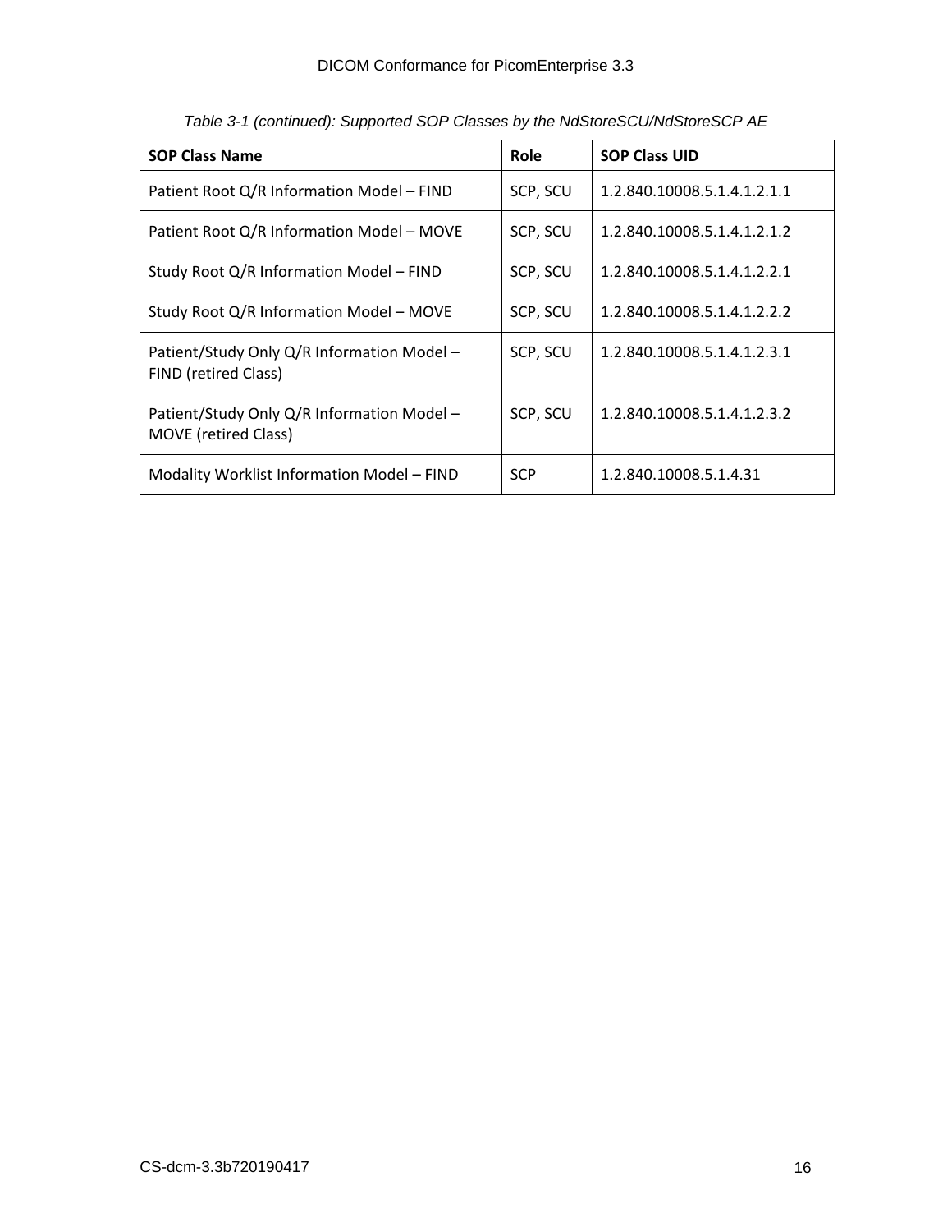*Table 3-1 (continued): Supported SOP Classes by the NdStoreSCU/NdStoreSCP AE*

| SOP Class Name | Role | SOP Class UID |
|---|---|---|
| Patient Root Q/R Information Model – FIND | SCP, SCU | 1.2.840.10008.5.1.4.1.2.1.1 |
| Patient Root Q/R Information Model – MOVE | SCP, SCU | 1.2.840.10008.5.1.4.1.2.1.2 |
| Study Root Q/R Information Model – FIND | SCP, SCU | 1.2.840.10008.5.1.4.1.2.2.1 |
| Study Root Q/R Information Model – MOVE | SCP, SCU | 1.2.840.10008.5.1.4.1.2.2.2 |
| Patient/Study Only Q/R Information Model – FIND (retired Class) | SCP, SCU | 1.2.840.10008.5.1.4.1.2.3.1 |
| Patient/Study Only Q/R Information Model – MOVE (retired Class) | SCP, SCU | 1.2.840.10008.5.1.4.1.2.3.2 |
| Modality Worklist Information Model – FIND | SCP | 1.2.840.10008.5.1.4.31 |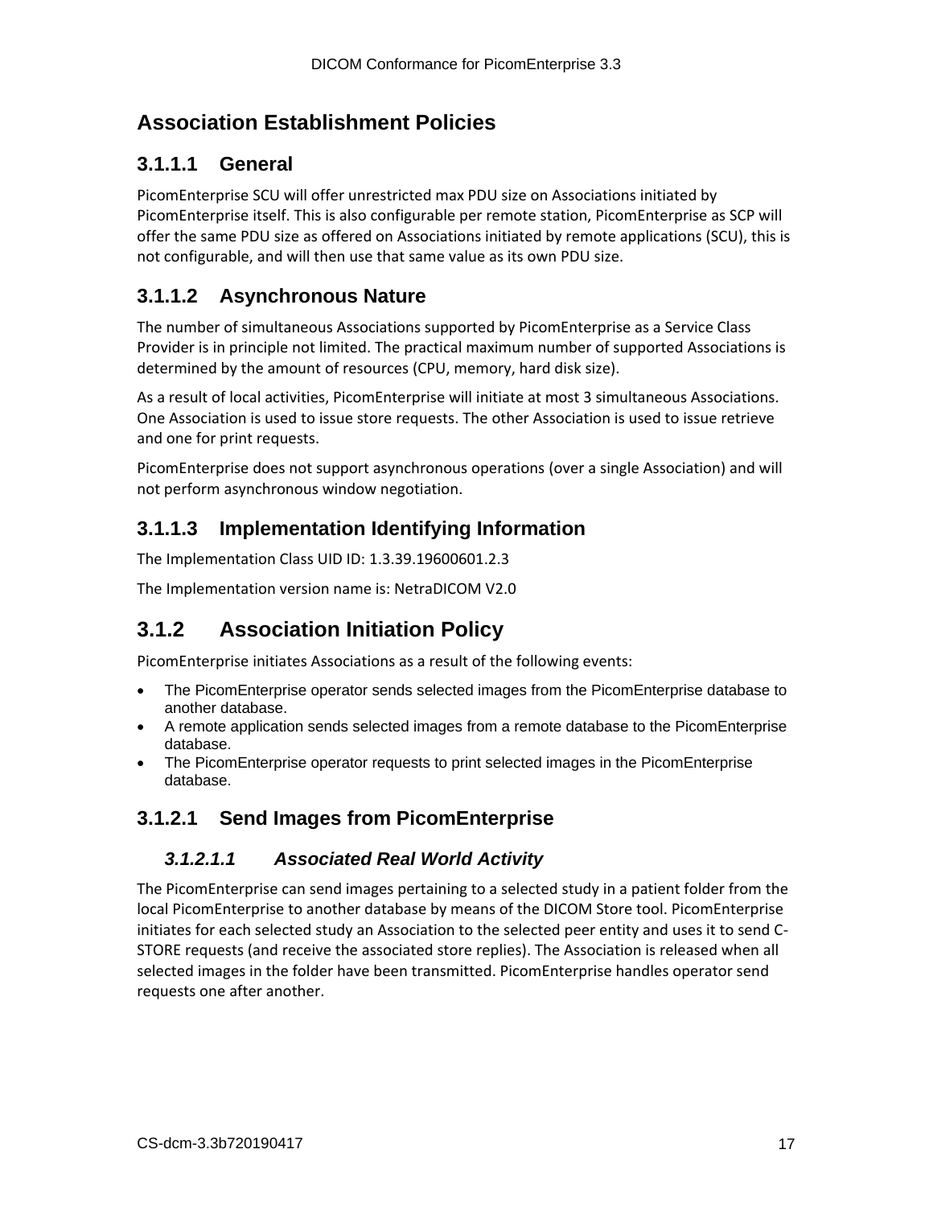## Association Establishment Policies

### 3.1.1.1 General

PicomEnterprise SCU will offer unrestricted max PDU size on Associations initiated by PicomEnterprise itself. This is also configurable per remote station, PicomEnterprise as SCP will offer the same PDU size as offered on Associations initiated by remote applications (SCU), this is not configurable, and will then use that same value as its own PDU size.

### 3.1.1.2 Asynchronous Nature

The number of simultaneous Associations supported by PicomEnterprise as a Service Class Provider is in principle not limited. The practical maximum number of supported Associations is determined by the amount of resources (CPU, memory, hard disk size).

As a result of local activities, PicomEnterprise will initiate at most 3 simultaneous Associations. One Association is used to issue store requests. The other Association is used to issue retrieve and one for print requests.

PicomEnterprise does not support asynchronous operations (over a single Association) and will not perform asynchronous window negotiation.

### 3.1.1.3 Implementation Identifying Information

The Implementation Class UID ID: 1.3.39.19600601.2.3

The Implementation version name is: NetraDICOM V2.0

## 3.1.2 Association Initiation Policy

PicomEnterprise initiates Associations as a result of the following events:

- The PicomEnterprise operator sends selected images from the PicomEnterprise database to another database.
- A remote application sends selected images from a remote database to the PicomEnterprise database.
- The PicomEnterprise operator requests to print selected images in the PicomEnterprise database.

### 3.1.2.1 Send Images from PicomEnterprise

#### *3.1.2.1.1 Associated Real World Activity*

The PicomEnterprise can send images pertaining to a selected study in a patient folder from the local PicomEnterprise to another database by means of the DICOM Store tool. PicomEnterprise initiates for each selected study an Association to the selected peer entity and uses it to send C-STORE requests (and receive the associated store replies). The Association is released when all selected images in the folder have been transmitted. PicomEnterprise handles operator send requests one after another.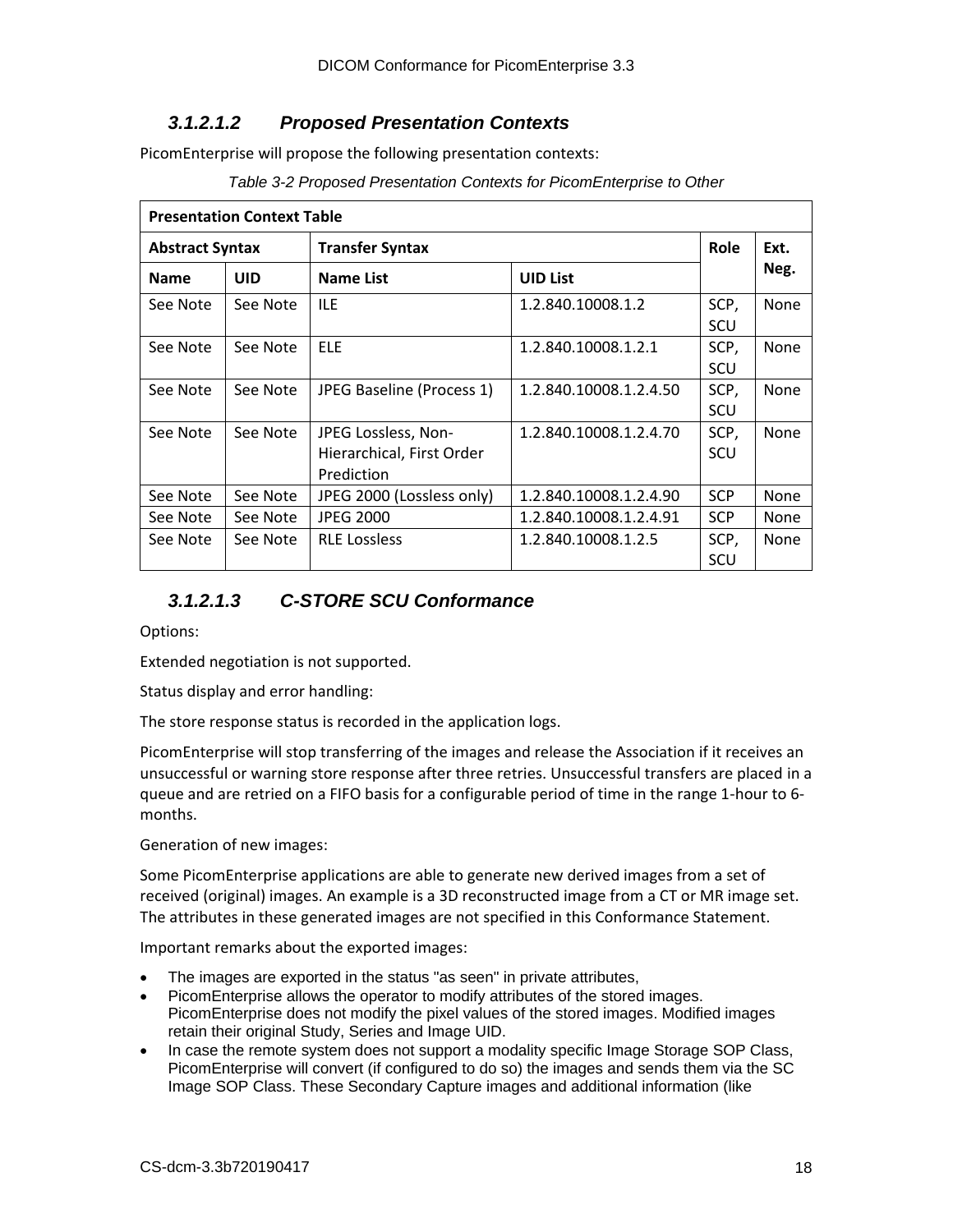#### 3.1.2.1.2 Proposed Presentation Contexts

PicomEnterprise will propose the following presentation contexts:

*Table 3-2 Proposed Presentation Contexts for PicomEnterprise to Other*

| **Presentation Context Table** | | | | | |
|---|---|---|---|---|---|
| **Abstract Syntax** | | **Transfer Syntax** | | **Role** | **Ext. Neg.** |
| **Name** | **UID** | **Name List** | **UID List** | | |
| See Note | See Note | ILE | 1.2.840.10008.1.2 | SCP, SCU | None |
| See Note | See Note | ELE | 1.2.840.10008.1.2.1 | SCP, SCU | None |
| See Note | See Note | JPEG Baseline (Process 1) | 1.2.840.10008.1.2.4.50 | SCP, SCU | None |
| See Note | See Note | JPEG Lossless, Non-Hierarchical, First Order Prediction | 1.2.840.10008.1.2.4.70 | SCP, SCU | None |
| See Note | See Note | JPEG 2000 (Lossless only) | 1.2.840.10008.1.2.4.90 | SCP | None |
| See Note | See Note | JPEG 2000 | 1.2.840.10008.1.2.4.91 | SCP | None |
| See Note | See Note | RLE Lossless | 1.2.840.10008.1.2.5 | SCP, SCU | None |

#### 3.1.2.1.3 C-STORE SCU Conformance

Options:

Extended negotiation is not supported.

Status display and error handling:

The store response status is recorded in the application logs.

PicomEnterprise will stop transferring of the images and release the Association if it receives an unsuccessful or warning store response after three retries. Unsuccessful transfers are placed in a queue and are retried on a FIFO basis for a configurable period of time in the range 1-hour to 6-months.

Generation of new images:

Some PicomEnterprise applications are able to generate new derived images from a set of received (original) images. An example is a 3D reconstructed image from a CT or MR image set. The attributes in these generated images are not specified in this Conformance Statement.

Important remarks about the exported images:

- The images are exported in the status "as seen" in private attributes,
- PicomEnterprise allows the operator to modify attributes of the stored images. PicomEnterprise does not modify the pixel values of the stored images. Modified images retain their original Study, Series and Image UID.
- In case the remote system does not support a modality specific Image Storage SOP Class, PicomEnterprise will convert (if configured to do so) the images and sends them via the SC Image SOP Class. These Secondary Capture images and additional information (like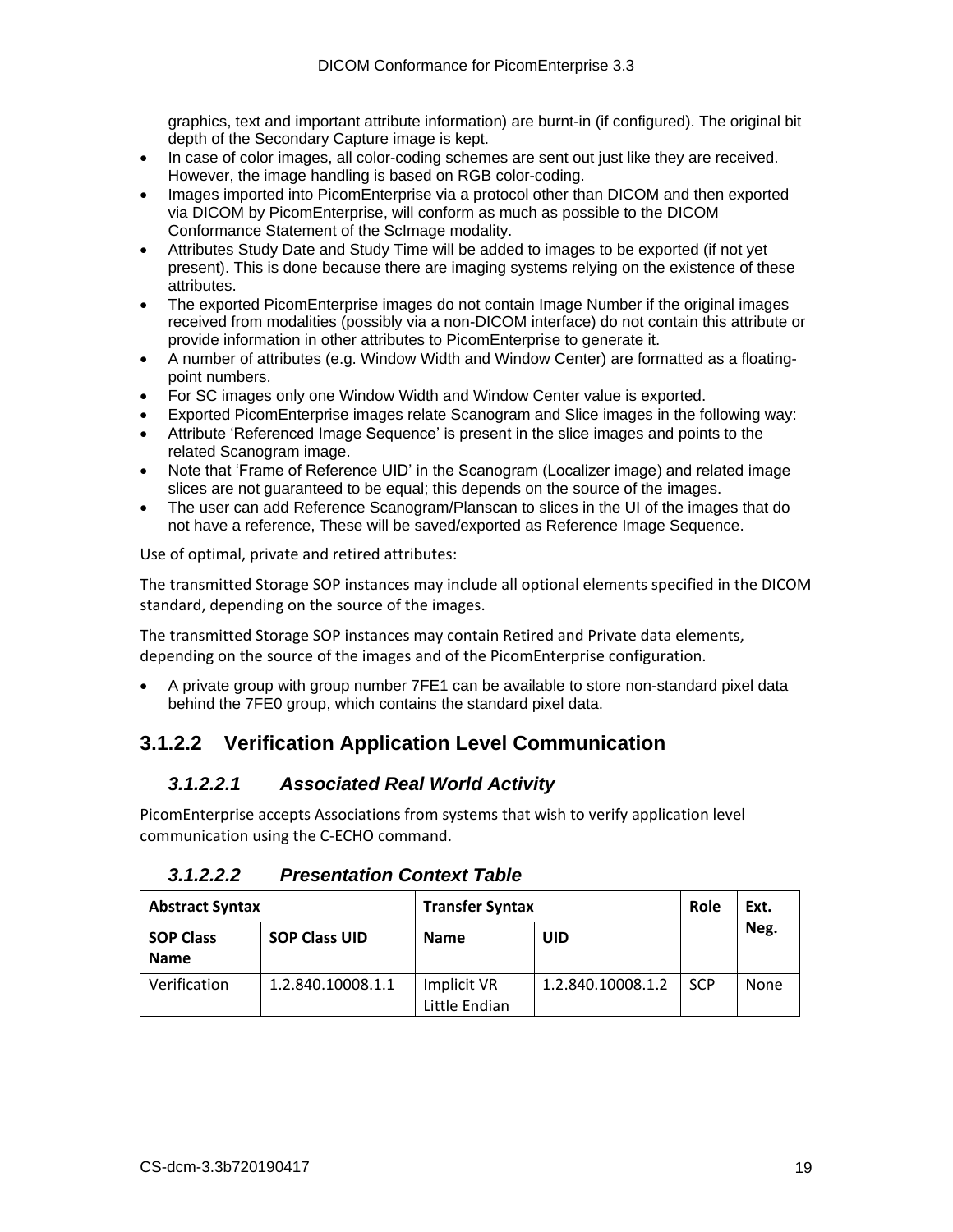graphics, text and important attribute information) are burnt-in (if configured). The original bit depth of the Secondary Capture image is kept.

- In case of color images, all color-coding schemes are sent out just like they are received. However, the image handling is based on RGB color-coding.
- Images imported into PicomEnterprise via a protocol other than DICOM and then exported via DICOM by PicomEnterprise, will conform as much as possible to the DICOM Conformance Statement of the ScImage modality.
- Attributes Study Date and Study Time will be added to images to be exported (if not yet present). This is done because there are imaging systems relying on the existence of these attributes.
- The exported PicomEnterprise images do not contain Image Number if the original images received from modalities (possibly via a non-DICOM interface) do not contain this attribute or provide information in other attributes to PicomEnterprise to generate it.
- A number of attributes (e.g. Window Width and Window Center) are formatted as a floating-point numbers.
- For SC images only one Window Width and Window Center value is exported.
- Exported PicomEnterprise images relate Scanogram and Slice images in the following way:
- Attribute 'Referenced Image Sequence' is present in the slice images and points to the related Scanogram image.
- Note that 'Frame of Reference UID' in the Scanogram (Localizer image) and related image slices are not guaranteed to be equal; this depends on the source of the images.
- The user can add Reference Scanogram/Planscan to slices in the UI of the images that do not have a reference, These will be saved/exported as Reference Image Sequence.

Use of optimal, private and retired attributes:

The transmitted Storage SOP instances may include all optional elements specified in the DICOM standard, depending on the source of the images.

The transmitted Storage SOP instances may contain Retired and Private data elements, depending on the source of the images and of the PicomEnterprise configuration.

- A private group with group number 7FE1 can be available to store non-standard pixel data behind the 7FE0 group, which contains the standard pixel data.

### 3.1.2.2 Verification Application Level Communication

#### *3.1.2.2.1 Associated Real World Activity*

PicomEnterprise accepts Associations from systems that wish to verify application level communication using the C-ECHO command.

#### *3.1.2.2.2 Presentation Context Table*

| **Abstract Syntax** | | **Transfer Syntax** | | **Role** | **Ext. Neg.** |
|---|---|---|---|---|---|
| **SOP Class Name** | **SOP Class UID** | **Name** | **UID** | | |
| Verification | 1.2.840.10008.1.1 | Implicit VR Little Endian | 1.2.840.10008.1.2 | SCP | None |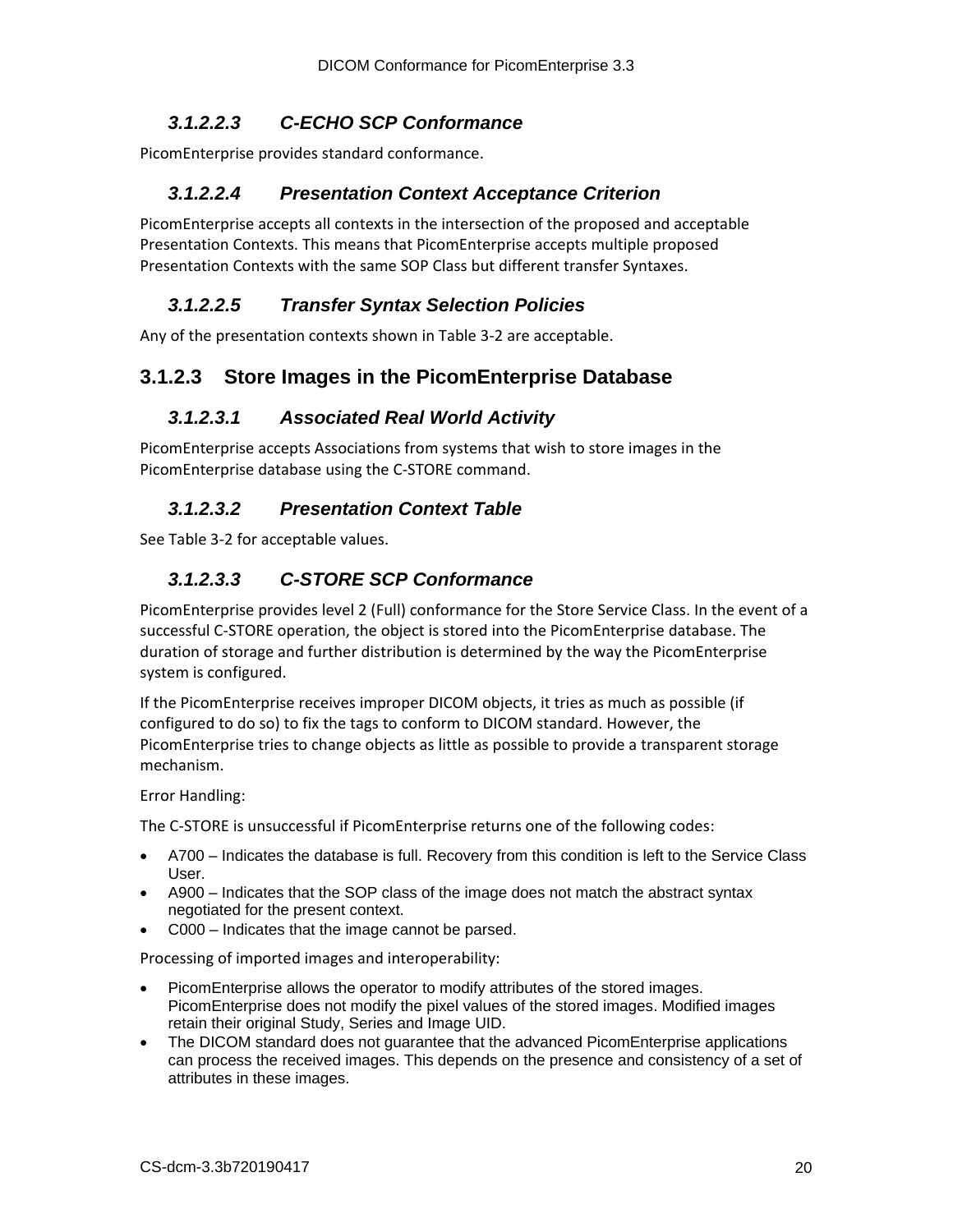#### *3.1.2.2.3 C-ECHO SCP Conformance*

PicomEnterprise provides standard conformance.

#### *3.1.2.2.4 Presentation Context Acceptance Criterion*

PicomEnterprise accepts all contexts in the intersection of the proposed and acceptable Presentation Contexts. This means that PicomEnterprise accepts multiple proposed Presentation Contexts with the same SOP Class but different transfer Syntaxes.

#### *3.1.2.2.5 Transfer Syntax Selection Policies*

Any of the presentation contexts shown in Table 3-2 are acceptable.

### 3.1.2.3 Store Images in the PicomEnterprise Database

#### *3.1.2.3.1 Associated Real World Activity*

PicomEnterprise accepts Associations from systems that wish to store images in the PicomEnterprise database using the C-STORE command.

#### *3.1.2.3.2 Presentation Context Table*

See Table 3-2 for acceptable values.

#### *3.1.2.3.3 C-STORE SCP Conformance*

PicomEnterprise provides level 2 (Full) conformance for the Store Service Class. In the event of a successful C-STORE operation, the object is stored into the PicomEnterprise database. The duration of storage and further distribution is determined by the way the PicomEnterprise system is configured.

If the PicomEnterprise receives improper DICOM objects, it tries as much as possible (if configured to do so) to fix the tags to conform to DICOM standard. However, the PicomEnterprise tries to change objects as little as possible to provide a transparent storage mechanism.

Error Handling:

The C-STORE is unsuccessful if PicomEnterprise returns one of the following codes:

- A700 – Indicates the database is full. Recovery from this condition is left to the Service Class User.
- A900 – Indicates that the SOP class of the image does not match the abstract syntax negotiated for the present context.
- C000 – Indicates that the image cannot be parsed.

Processing of imported images and interoperability:

- PicomEnterprise allows the operator to modify attributes of the stored images. PicomEnterprise does not modify the pixel values of the stored images. Modified images retain their original Study, Series and Image UID.
- The DICOM standard does not guarantee that the advanced PicomEnterprise applications can process the received images. This depends on the presence and consistency of a set of attributes in these images.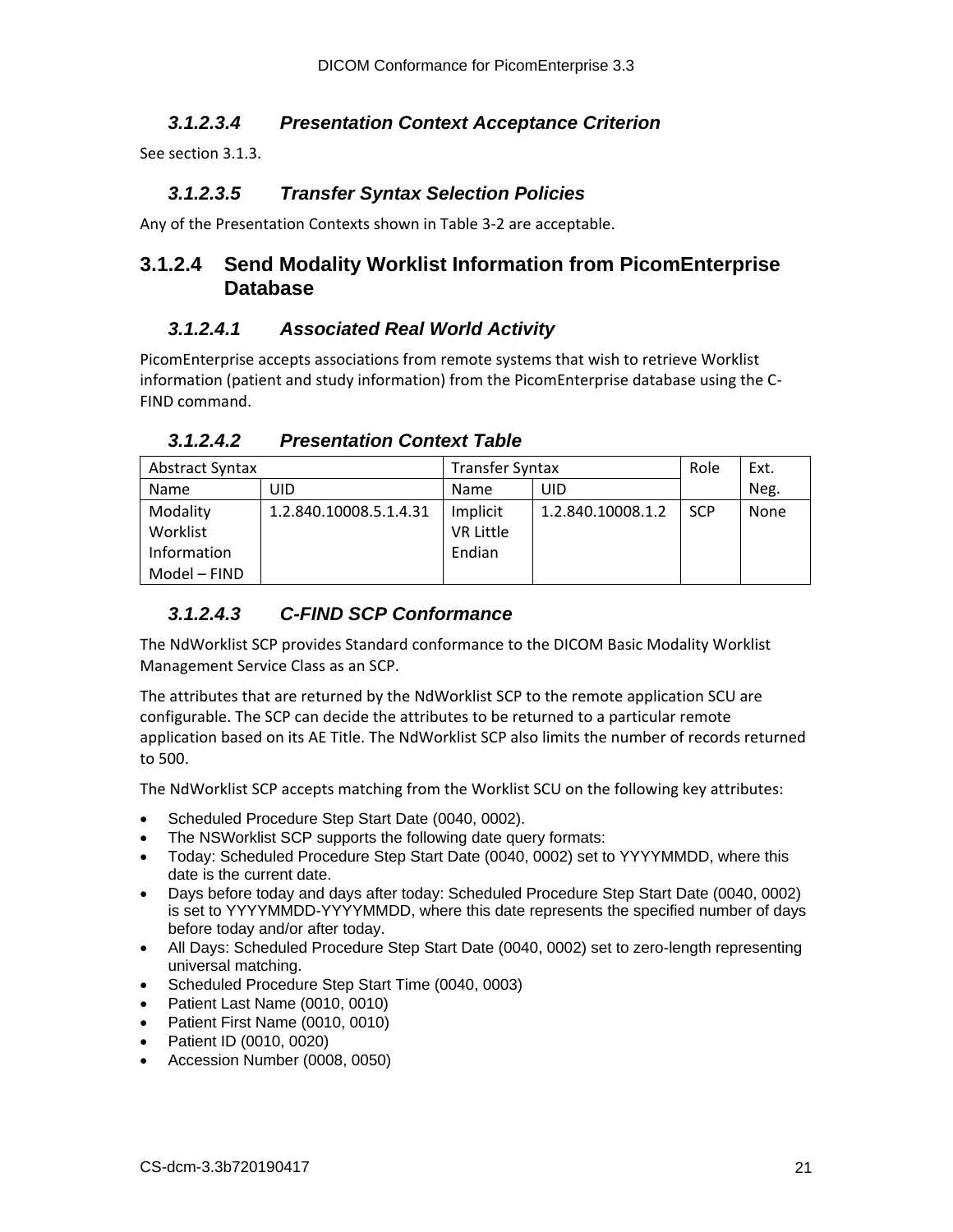#### 3.1.2.3.4 Presentation Context Acceptance Criterion

See section 3.1.3.

#### 3.1.2.3.5 Transfer Syntax Selection Policies

Any of the Presentation Contexts shown in Table 3-2 are acceptable.

### 3.1.2.4 Send Modality Worklist Information from PicomEnterprise Database

#### 3.1.2.4.1 Associated Real World Activity

PicomEnterprise accepts associations from remote systems that wish to retrieve Worklist information (patient and study information) from the PicomEnterprise database using the C-FIND command.

#### 3.1.2.4.2 Presentation Context Table

| Abstract Syntax | | Transfer Syntax | | Role | Ext. Neg. |
|---|---|---|---|---|---|
| Name | UID | Name | UID | | |
| Modality Worklist Information Model – FIND | 1.2.840.10008.5.1.4.31 | Implicit VR Little Endian | 1.2.840.10008.1.2 | SCP | None |

#### 3.1.2.4.3 C-FIND SCP Conformance

The NdWorklist SCP provides Standard conformance to the DICOM Basic Modality Worklist Management Service Class as an SCP.

The attributes that are returned by the NdWorklist SCP to the remote application SCU are configurable. The SCP can decide the attributes to be returned to a particular remote application based on its AE Title. The NdWorklist SCP also limits the number of records returned to 500.

The NdWorklist SCP accepts matching from the Worklist SCU on the following key attributes:

- Scheduled Procedure Step Start Date (0040, 0002).
- The NSWorklist SCP supports the following date query formats:
- Today: Scheduled Procedure Step Start Date (0040, 0002) set to YYYYMMDD, where this date is the current date.
- Days before today and days after today: Scheduled Procedure Step Start Date (0040, 0002) is set to YYYYMMDD-YYYYMMDD, where this date represents the specified number of days before today and/or after today.
- All Days: Scheduled Procedure Step Start Date (0040, 0002) set to zero-length representing universal matching.
- Scheduled Procedure Step Start Time (0040, 0003)
- Patient Last Name (0010, 0010)
- Patient First Name (0010, 0010)
- Patient ID (0010, 0020)
- Accession Number (0008, 0050)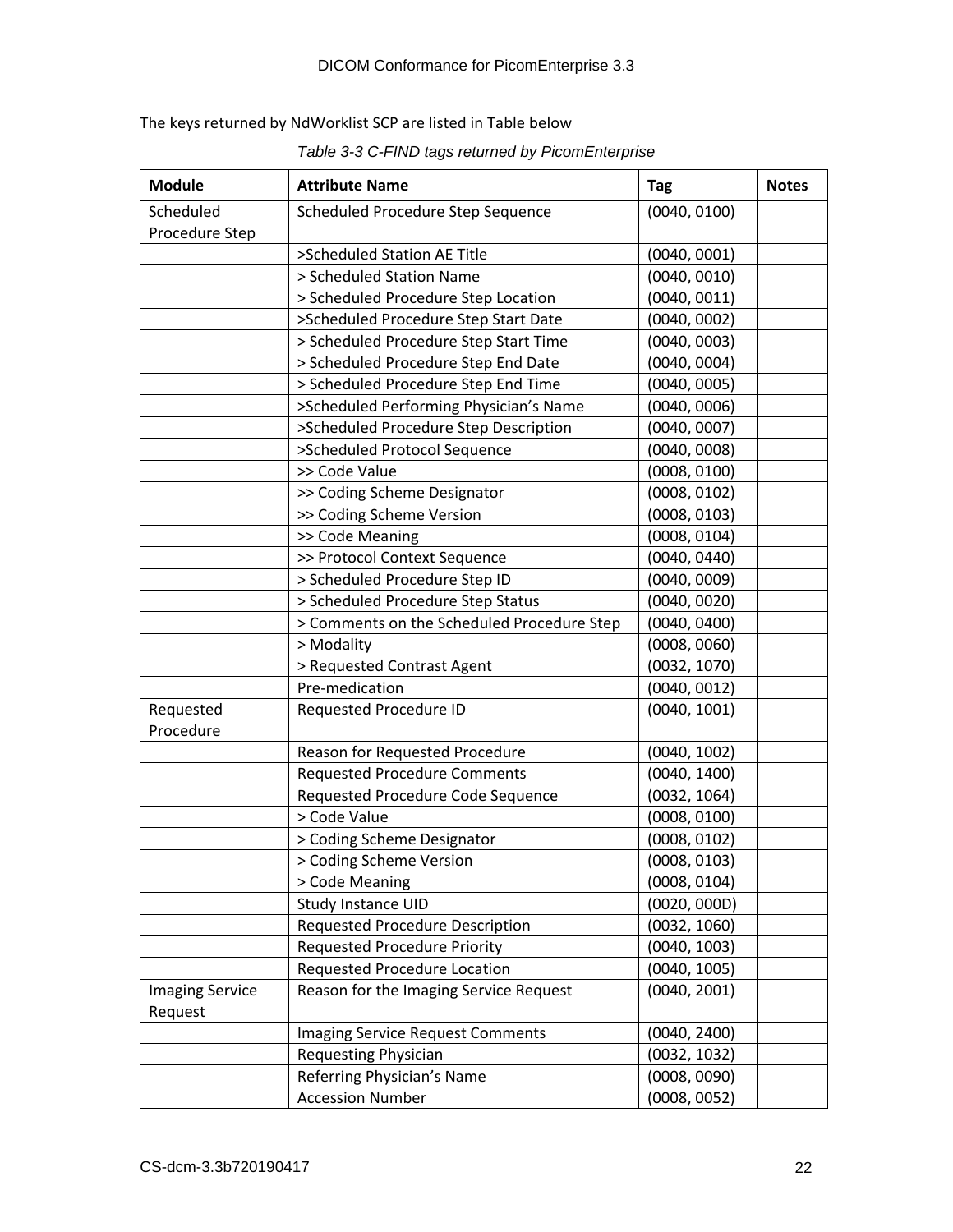The keys returned by NdWorklist SCP are listed in Table below

*Table 3-3 C-FIND tags returned by PicomEnterprise*

| Module | Attribute Name | Tag | Notes |
|---|---|---|---|
| Scheduled Procedure Step | Scheduled Procedure Step Sequence | (0040, 0100) | |
| | >Scheduled Station AE Title | (0040, 0001) | |
| | > Scheduled Station Name | (0040, 0010) | |
| | > Scheduled Procedure Step Location | (0040, 0011) | |
| | >Scheduled Procedure Step Start Date | (0040, 0002) | |
| | > Scheduled Procedure Step Start Time | (0040, 0003) | |
| | > Scheduled Procedure Step End Date | (0040, 0004) | |
| | > Scheduled Procedure Step End Time | (0040, 0005) | |
| | >Scheduled Performing Physician's Name | (0040, 0006) | |
| | >Scheduled Procedure Step Description | (0040, 0007) | |
| | >Scheduled Protocol Sequence | (0040, 0008) | |
| | >> Code Value | (0008, 0100) | |
| | >> Coding Scheme Designator | (0008, 0102) | |
| | >> Coding Scheme Version | (0008, 0103) | |
| | >> Code Meaning | (0008, 0104) | |
| | >> Protocol Context Sequence | (0040, 0440) | |
| | > Scheduled Procedure Step ID | (0040, 0009) | |
| | > Scheduled Procedure Step Status | (0040, 0020) | |
| | > Comments on the Scheduled Procedure Step | (0040, 0400) | |
| | > Modality | (0008, 0060) | |
| | > Requested Contrast Agent | (0032, 1070) | |
| | Pre-medication | (0040, 0012) | |
| Requested Procedure | Requested Procedure ID | (0040, 1001) | |
| | Reason for Requested Procedure | (0040, 1002) | |
| | Requested Procedure Comments | (0040, 1400) | |
| | Requested Procedure Code Sequence | (0032, 1064) | |
| | > Code Value | (0008, 0100) | |
| | > Coding Scheme Designator | (0008, 0102) | |
| | > Coding Scheme Version | (0008, 0103) | |
| | > Code Meaning | (0008, 0104) | |
| | Study Instance UID | (0020, 000D) | |
| | Requested Procedure Description | (0032, 1060) | |
| | Requested Procedure Priority | (0040, 1003) | |
| | Requested Procedure Location | (0040, 1005) | |
| Imaging Service Request | Reason for the Imaging Service Request | (0040, 2001) | |
| | Imaging Service Request Comments | (0040, 2400) | |
| | Requesting Physician | (0032, 1032) | |
| | Referring Physician's Name | (0008, 0090) | |
| | Accession Number | (0008, 0052) | |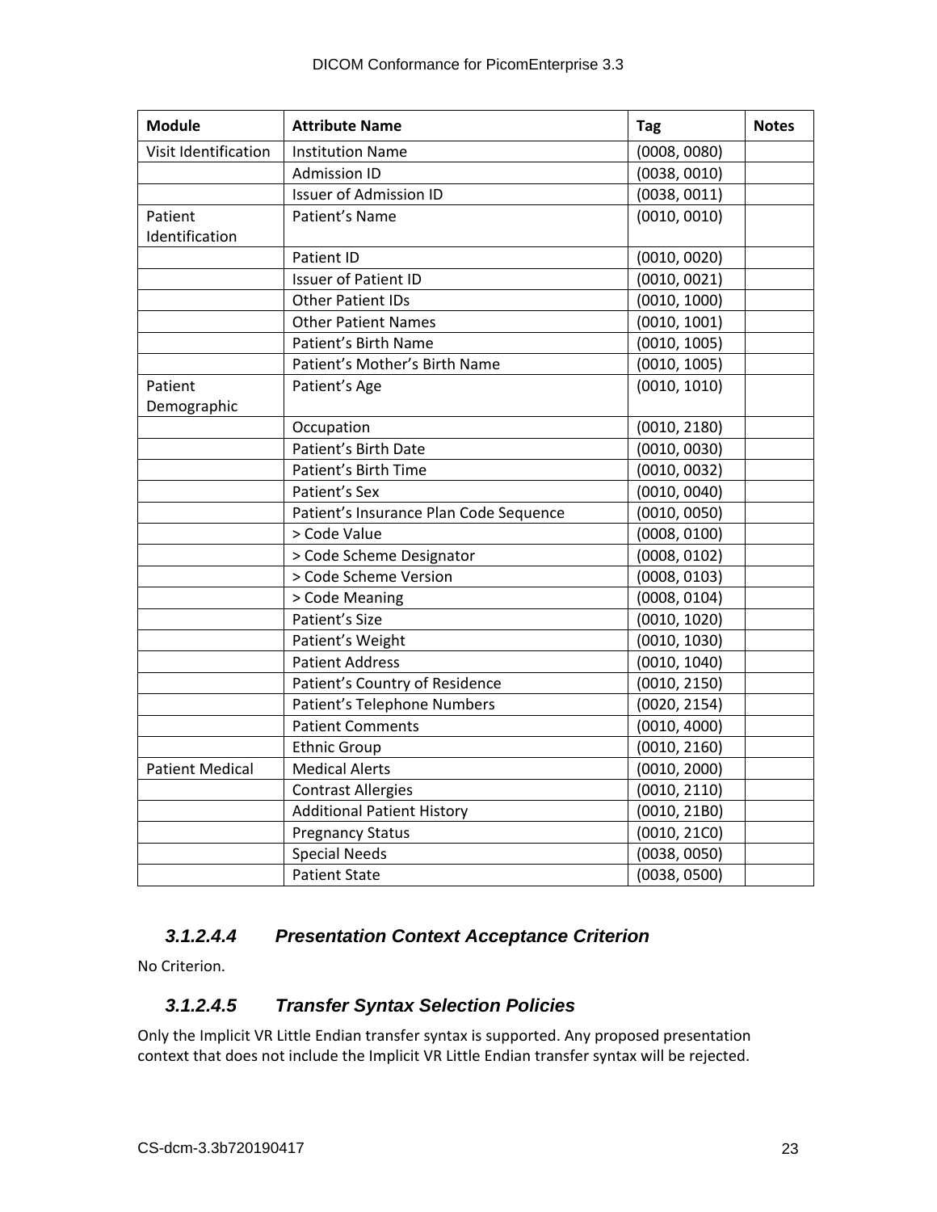| Module | Attribute Name | Tag | Notes |
| --- | --- | --- | --- |
| Visit Identification | Institution Name | (0008, 0080) | |
| | Admission ID | (0038, 0010) | |
| | Issuer of Admission ID | (0038, 0011) | |
| Patient Identification | Patient's Name | (0010, 0010) | |
| | Patient ID | (0010, 0020) | |
| | Issuer of Patient ID | (0010, 0021) | |
| | Other Patient IDs | (0010, 1000) | |
| | Other Patient Names | (0010, 1001) | |
| | Patient's Birth Name | (0010, 1005) | |
| | Patient's Mother's Birth Name | (0010, 1005) | |
| Patient Demographic | Patient's Age | (0010, 1010) | |
| | Occupation | (0010, 2180) | |
| | Patient's Birth Date | (0010, 0030) | |
| | Patient's Birth Time | (0010, 0032) | |
| | Patient's Sex | (0010, 0040) | |
| | Patient's Insurance Plan Code Sequence | (0010, 0050) | |
| | > Code Value | (0008, 0100) | |
| | > Code Scheme Designator | (0008, 0102) | |
| | > Code Scheme Version | (0008, 0103) | |
| | > Code Meaning | (0008, 0104) | |
| | Patient's Size | (0010, 1020) | |
| | Patient's Weight | (0010, 1030) | |
| | Patient Address | (0010, 1040) | |
| | Patient's Country of Residence | (0010, 2150) | |
| | Patient's Telephone Numbers | (0020, 2154) | |
| | Patient Comments | (0010, 4000) | |
| | Ethnic Group | (0010, 2160) | |
| Patient Medical | Medical Alerts | (0010, 2000) | |
| | Contrast Allergies | (0010, 2110) | |
| | Additional Patient History | (0010, 21B0) | |
| | Pregnancy Status | (0010, 21C0) | |
| | Special Needs | (0038, 0050) | |
| | Patient State | (0038, 0500) | |

#### *3.1.2.4.4 Presentation Context Acceptance Criterion*

No Criterion.

#### *3.1.2.4.5 Transfer Syntax Selection Policies*

Only the Implicit VR Little Endian transfer syntax is supported. Any proposed presentation context that does not include the Implicit VR Little Endian transfer syntax will be rejected.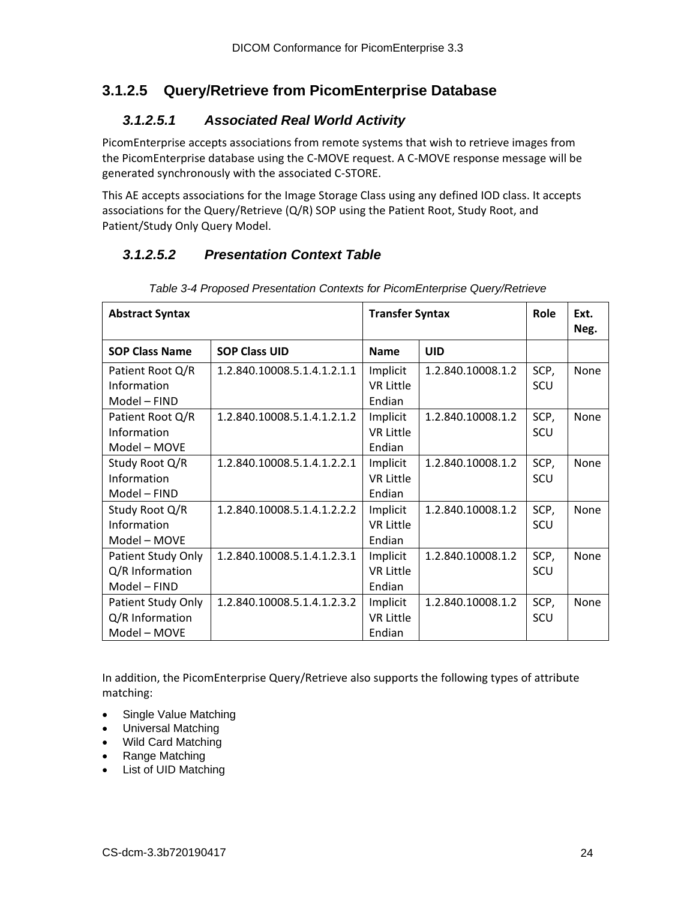### 3.1.2.5 Query/Retrieve from PicomEnterprise Database

#### *3.1.2.5.1 Associated Real World Activity*

PicomEnterprise accepts associations from remote systems that wish to retrieve images from the PicomEnterprise database using the C-MOVE request. A C-MOVE response message will be generated synchronously with the associated C-STORE.

This AE accepts associations for the Image Storage Class using any defined IOD class. It accepts associations for the Query/Retrieve (Q/R) SOP using the Patient Root, Study Root, and Patient/Study Only Query Model.

#### *3.1.2.5.2 Presentation Context Table*

*Table 3-4 Proposed Presentation Contexts for PicomEnterprise Query/Retrieve*

| **Abstract Syntax** | | **Transfer Syntax** | | **Role** | **Ext. Neg.** |
|---|---|---|---|---|---|
| **SOP Class Name** | **SOP Class UID** | **Name** | **UID** | | |
| Patient Root Q/R Information Model – FIND | 1.2.840.10008.5.1.4.1.2.1.1 | Implicit VR Little Endian | 1.2.840.10008.1.2 | SCP, SCU | None |
| Patient Root Q/R Information Model – MOVE | 1.2.840.10008.5.1.4.1.2.1.2 | Implicit VR Little Endian | 1.2.840.10008.1.2 | SCP, SCU | None |
| Study Root Q/R Information Model – FIND | 1.2.840.10008.5.1.4.1.2.2.1 | Implicit VR Little Endian | 1.2.840.10008.1.2 | SCP, SCU | None |
| Study Root Q/R Information Model – MOVE | 1.2.840.10008.5.1.4.1.2.2.2 | Implicit VR Little Endian | 1.2.840.10008.1.2 | SCP, SCU | None |
| Patient Study Only Q/R Information Model – FIND | 1.2.840.10008.5.1.4.1.2.3.1 | Implicit VR Little Endian | 1.2.840.10008.1.2 | SCP, SCU | None |
| Patient Study Only Q/R Information Model – MOVE | 1.2.840.10008.5.1.4.1.2.3.2 | Implicit VR Little Endian | 1.2.840.10008.1.2 | SCP, SCU | None |

In addition, the PicomEnterprise Query/Retrieve also supports the following types of attribute matching:

- Single Value Matching
- Universal Matching
- Wild Card Matching
- Range Matching
- List of UID Matching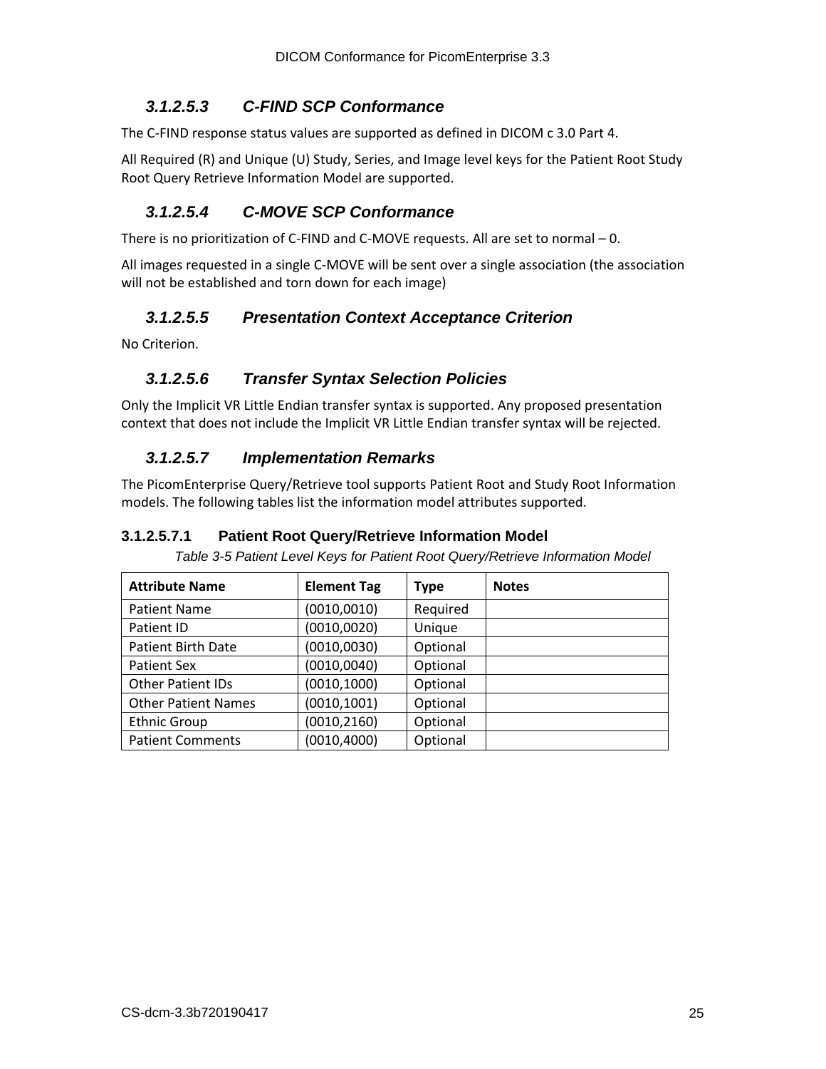### 3.1.2.5.3 C-FIND SCP Conformance

The C-FIND response status values are supported as defined in DICOM c 3.0 Part 4.

All Required (R) and Unique (U) Study, Series, and Image level keys for the Patient Root Study Root Query Retrieve Information Model are supported.

### 3.1.2.5.4 C-MOVE SCP Conformance

There is no prioritization of C-FIND and C-MOVE requests. All are set to normal – 0.

All images requested in a single C-MOVE will be sent over a single association (the association will not be established and torn down for each image)

### 3.1.2.5.5 Presentation Context Acceptance Criterion

No Criterion.

### 3.1.2.5.6 Transfer Syntax Selection Policies

Only the Implicit VR Little Endian transfer syntax is supported. Any proposed presentation context that does not include the Implicit VR Little Endian transfer syntax will be rejected.

### 3.1.2.5.7 Implementation Remarks

The PicomEnterprise Query/Retrieve tool supports Patient Root and Study Root Information models. The following tables list the information model attributes supported.

#### 3.1.2.5.7.1 Patient Root Query/Retrieve Information Model

*Table 3-5 Patient Level Keys for Patient Root Query/Retrieve Information Model*

| Attribute Name | Element Tag | Type | Notes |
|---|---|---|---|
| Patient Name | (0010,0010) | Required | |
| Patient ID | (0010,0020) | Unique | |
| Patient Birth Date | (0010,0030) | Optional | |
| Patient Sex | (0010,0040) | Optional | |
| Other Patient IDs | (0010,1000) | Optional | |
| Other Patient Names | (0010,1001) | Optional | |
| Ethnic Group | (0010,2160) | Optional | |
| Patient Comments | (0010,4000) | Optional | |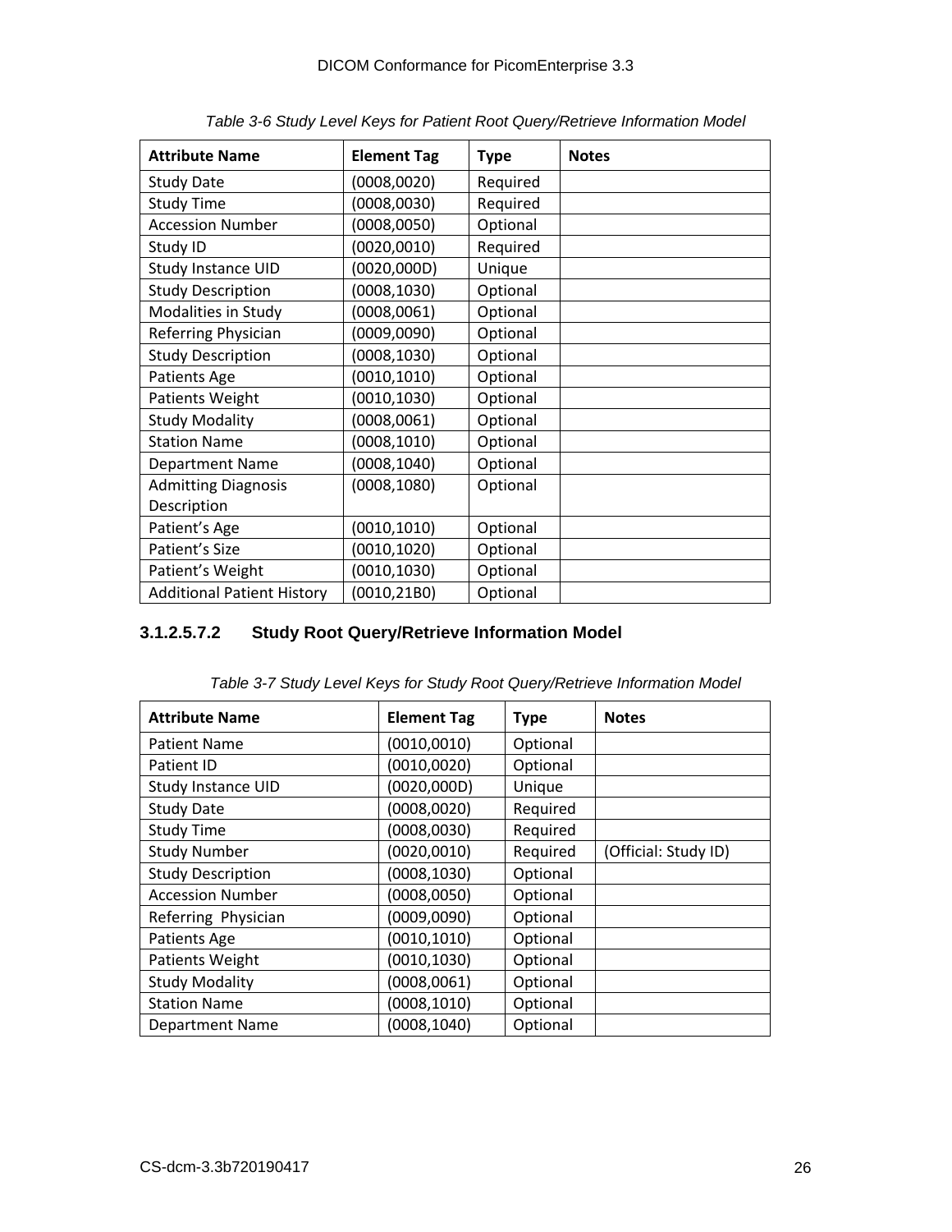*Table 3-6 Study Level Keys for Patient Root Query/Retrieve Information Model*

| Attribute Name | Element Tag | Type | Notes |
|---|---|---|---|
| Study Date | (0008,0020) | Required | |
| Study Time | (0008,0030) | Required | |
| Accession Number | (0008,0050) | Optional | |
| Study ID | (0020,0010) | Required | |
| Study Instance UID | (0020,000D) | Unique | |
| Study Description | (0008,1030) | Optional | |
| Modalities in Study | (0008,0061) | Optional | |
| Referring Physician | (0009,0090) | Optional | |
| Study Description | (0008,1030) | Optional | |
| Patients Age | (0010,1010) | Optional | |
| Patients Weight | (0010,1030) | Optional | |
| Study Modality | (0008,0061) | Optional | |
| Station Name | (0008,1010) | Optional | |
| Department Name | (0008,1040) | Optional | |
| Admitting Diagnosis Description | (0008,1080) | Optional | |
| Patient's Age | (0010,1010) | Optional | |
| Patient's Size | (0010,1020) | Optional | |
| Patient's Weight | (0010,1030) | Optional | |
| Additional Patient History | (0010,21B0) | Optional | |

### 3.1.2.5.7.2 Study Root Query/Retrieve Information Model

*Table 3-7 Study Level Keys for Study Root Query/Retrieve Information Model*

| Attribute Name | Element Tag | Type | Notes |
|---|---|---|---|
| Patient Name | (0010,0010) | Optional | |
| Patient ID | (0010,0020) | Optional | |
| Study Instance UID | (0020,000D) | Unique | |
| Study Date | (0008,0020) | Required | |
| Study Time | (0008,0030) | Required | |
| Study Number | (0020,0010) | Required | (Official: Study ID) |
| Study Description | (0008,1030) | Optional | |
| Accession Number | (0008,0050) | Optional | |
| Referring Physician | (0009,0090) | Optional | |
| Patients Age | (0010,1010) | Optional | |
| Patients Weight | (0010,1030) | Optional | |
| Study Modality | (0008,0061) | Optional | |
| Station Name | (0008,1010) | Optional | |
| Department Name | (0008,1040) | Optional | |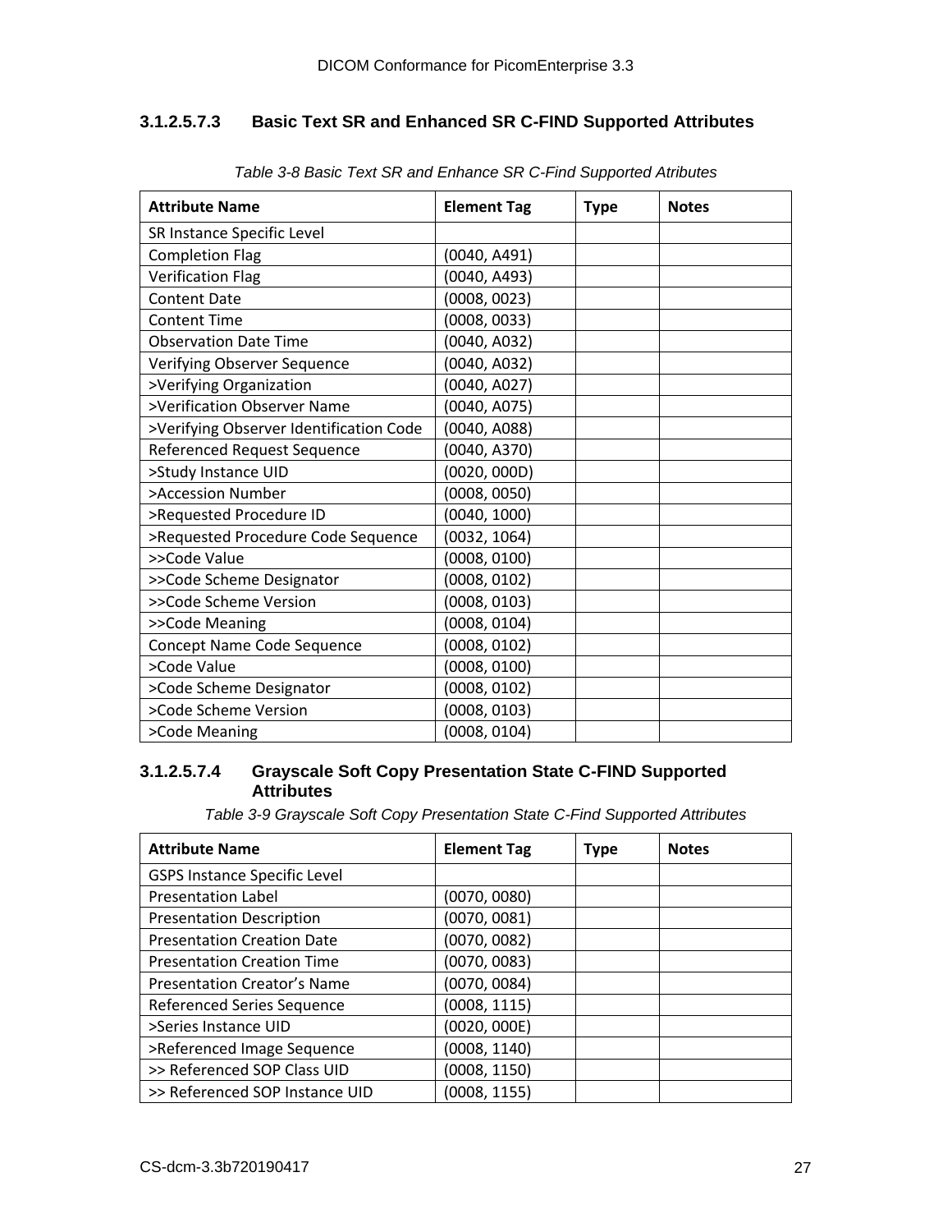### 3.1.2.5.7.3 Basic Text SR and Enhanced SR C-FIND Supported Attributes

*Table 3-8 Basic Text SR and Enhance SR C-Find Supported Atributes*

| Attribute Name | Element Tag | Type | Notes |
|---|---|---|---|
| SR Instance Specific Level | | | |
| Completion Flag | (0040, A491) | | |
| Verification Flag | (0040, A493) | | |
| Content Date | (0008, 0023) | | |
| Content Time | (0008, 0033) | | |
| Observation Date Time | (0040, A032) | | |
| Verifying Observer Sequence | (0040, A032) | | |
| >Verifying Organization | (0040, A027) | | |
| >Verification Observer Name | (0040, A075) | | |
| >Verifying Observer Identification Code | (0040, A088) | | |
| Referenced Request Sequence | (0040, A370) | | |
| >Study Instance UID | (0020, 000D) | | |
| >Accession Number | (0008, 0050) | | |
| >Requested Procedure ID | (0040, 1000) | | |
| >Requested Procedure Code Sequence | (0032, 1064) | | |
| >>Code Value | (0008, 0100) | | |
| >>Code Scheme Designator | (0008, 0102) | | |
| >>Code Scheme Version | (0008, 0103) | | |
| >>Code Meaning | (0008, 0104) | | |
| Concept Name Code Sequence | (0008, 0102) | | |
| >Code Value | (0008, 0100) | | |
| >Code Scheme Designator | (0008, 0102) | | |
| >Code Scheme Version | (0008, 0103) | | |
| >Code Meaning | (0008, 0104) | | |

### 3.1.2.5.7.4 Grayscale Soft Copy Presentation State C-FIND Supported Attributes

*Table 3-9 Grayscale Soft Copy Presentation State C-Find Supported Attributes*

| Attribute Name | Element Tag | Type | Notes |
|---|---|---|---|
| GSPS Instance Specific Level | | | |
| Presentation Label | (0070, 0080) | | |
| Presentation Description | (0070, 0081) | | |
| Presentation Creation Date | (0070, 0082) | | |
| Presentation Creation Time | (0070, 0083) | | |
| Presentation Creator's Name | (0070, 0084) | | |
| Referenced Series Sequence | (0008, 1115) | | |
| >Series Instance UID | (0020, 000E) | | |
| >Referenced Image Sequence | (0008, 1140) | | |
| >> Referenced SOP Class UID | (0008, 1150) | | |
| >> Referenced SOP Instance UID | (0008, 1155) | | |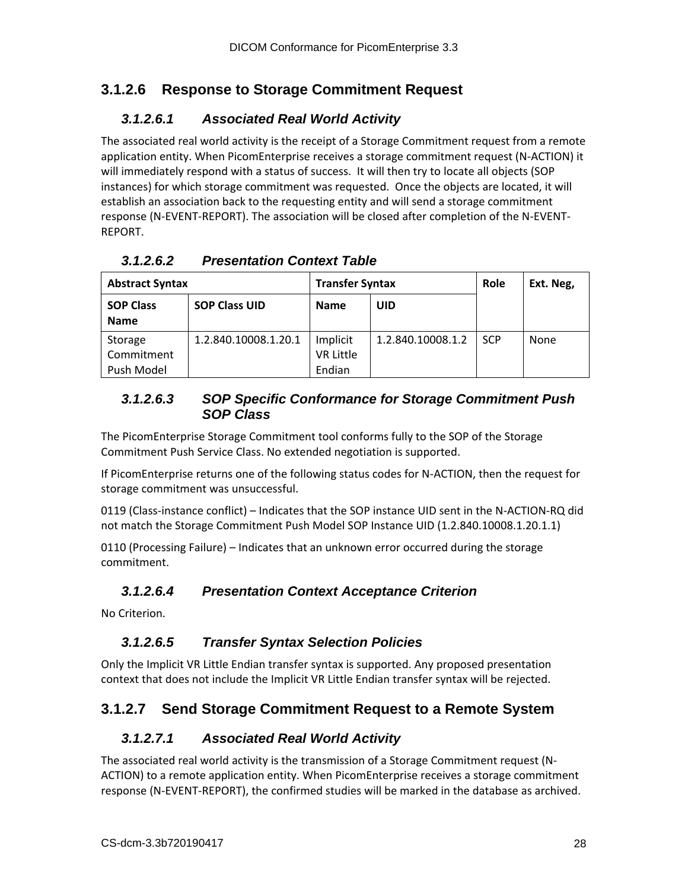### 3.1.2.6 Response to Storage Commitment Request

#### 3.1.2.6.1 Associated Real World Activity

The associated real world activity is the receipt of a Storage Commitment request from a remote application entity. When PicomEnterprise receives a storage commitment request (N-ACTION) it will immediately respond with a status of success. It will then try to locate all objects (SOP instances) for which storage commitment was requested. Once the objects are located, it will establish an association back to the requesting entity and will send a storage commitment response (N-EVENT-REPORT). The association will be closed after completion of the N-EVENT-REPORT.

#### 3.1.2.6.2 Presentation Context Table

| Abstract Syntax | | Transfer Syntax | | Role | Ext. Neg, |
|---|---|---|---|---|---|
| **SOP Class Name** | **SOP Class UID** | **Name** | **UID** | | |
| Storage Commitment Push Model | 1.2.840.10008.1.20.1 | Implicit VR Little Endian | 1.2.840.10008.1.2 | SCP | None |

#### 3.1.2.6.3 SOP Specific Conformance for Storage Commitment Push SOP Class

The PicomEnterprise Storage Commitment tool conforms fully to the SOP of the Storage Commitment Push Service Class. No extended negotiation is supported.

If PicomEnterprise returns one of the following status codes for N-ACTION, then the request for storage commitment was unsuccessful.

0119 (Class-instance conflict) – Indicates that the SOP instance UID sent in the N-ACTION-RQ did not match the Storage Commitment Push Model SOP Instance UID (1.2.840.10008.1.20.1.1)

0110 (Processing Failure) – Indicates that an unknown error occurred during the storage commitment.

#### 3.1.2.6.4 Presentation Context Acceptance Criterion

No Criterion.

#### 3.1.2.6.5 Transfer Syntax Selection Policies

Only the Implicit VR Little Endian transfer syntax is supported. Any proposed presentation context that does not include the Implicit VR Little Endian transfer syntax will be rejected.

### 3.1.2.7 Send Storage Commitment Request to a Remote System

#### 3.1.2.7.1 Associated Real World Activity

The associated real world activity is the transmission of a Storage Commitment request (N-ACTION) to a remote application entity. When PicomEnterprise receives a storage commitment response (N-EVENT-REPORT), the confirmed studies will be marked in the database as archived.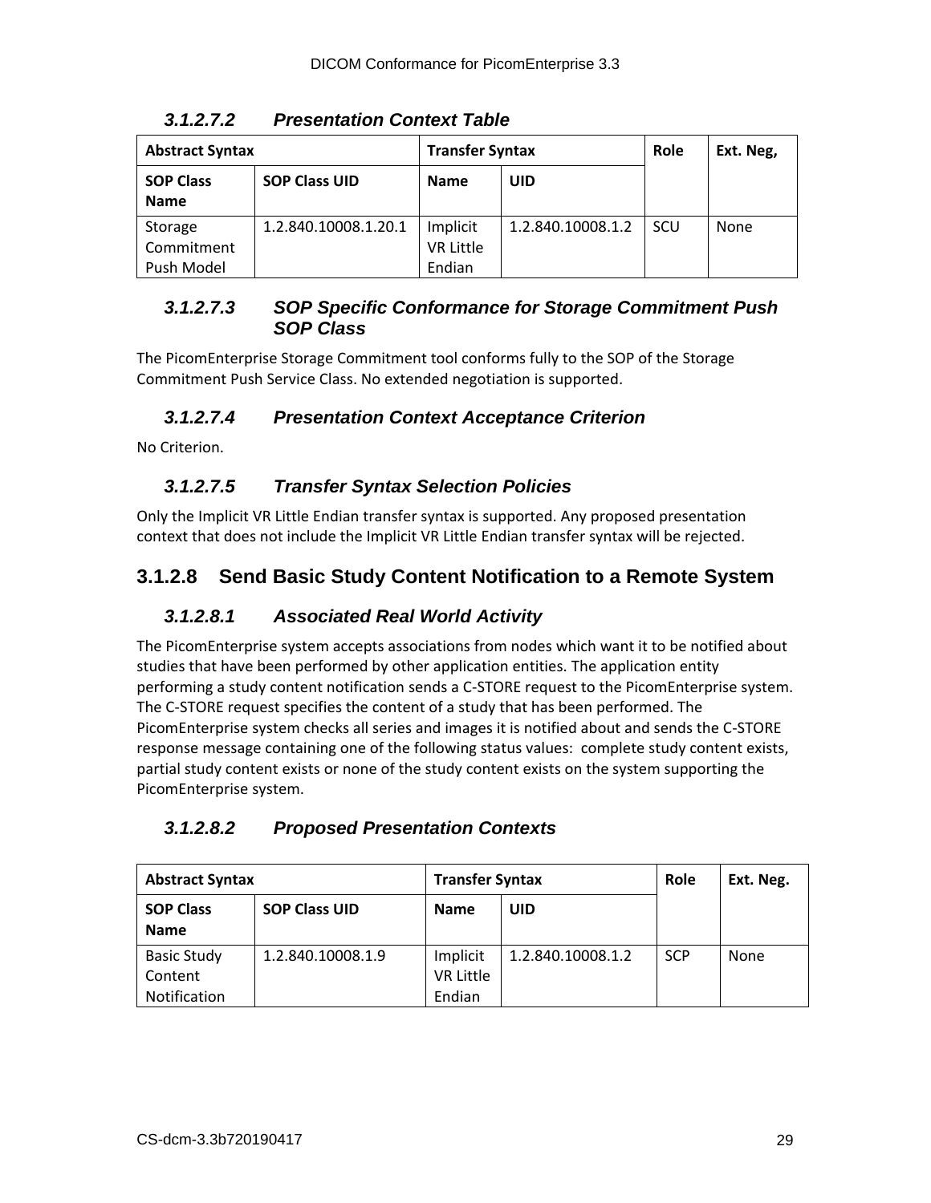#### 3.1.2.7.2 Presentation Context Table

| Abstract Syntax | | Transfer Syntax | | Role | Ext. Neg, |
|---|---|---|---|---|---|
| SOP Class Name | SOP Class UID | Name | UID | | |
| Storage Commitment Push Model | 1.2.840.10008.1.20.1 | Implicit VR Little Endian | 1.2.840.10008.1.2 | SCU | None |

#### 3.1.2.7.3 SOP Specific Conformance for Storage Commitment Push SOP Class

The PicomEnterprise Storage Commitment tool conforms fully to the SOP of the Storage Commitment Push Service Class. No extended negotiation is supported.

#### 3.1.2.7.4 Presentation Context Acceptance Criterion

No Criterion.

#### 3.1.2.7.5 Transfer Syntax Selection Policies

Only the Implicit VR Little Endian transfer syntax is supported. Any proposed presentation context that does not include the Implicit VR Little Endian transfer syntax will be rejected.

### 3.1.2.8 Send Basic Study Content Notification to a Remote System

#### 3.1.2.8.1 Associated Real World Activity

The PicomEnterprise system accepts associations from nodes which want it to be notified about studies that have been performed by other application entities. The application entity performing a study content notification sends a C-STORE request to the PicomEnterprise system. The C-STORE request specifies the content of a study that has been performed. The PicomEnterprise system checks all series and images it is notified about and sends the C-STORE response message containing one of the following status values: complete study content exists, partial study content exists or none of the study content exists on the system supporting the PicomEnterprise system.

#### 3.1.2.8.2 Proposed Presentation Contexts

| Abstract Syntax | | Transfer Syntax | | Role | Ext. Neg. |
|---|---|---|---|---|---|
| SOP Class Name | SOP Class UID | Name | UID | | |
| Basic Study Content Notification | 1.2.840.10008.1.9 | Implicit VR Little Endian | 1.2.840.10008.1.2 | SCP | None |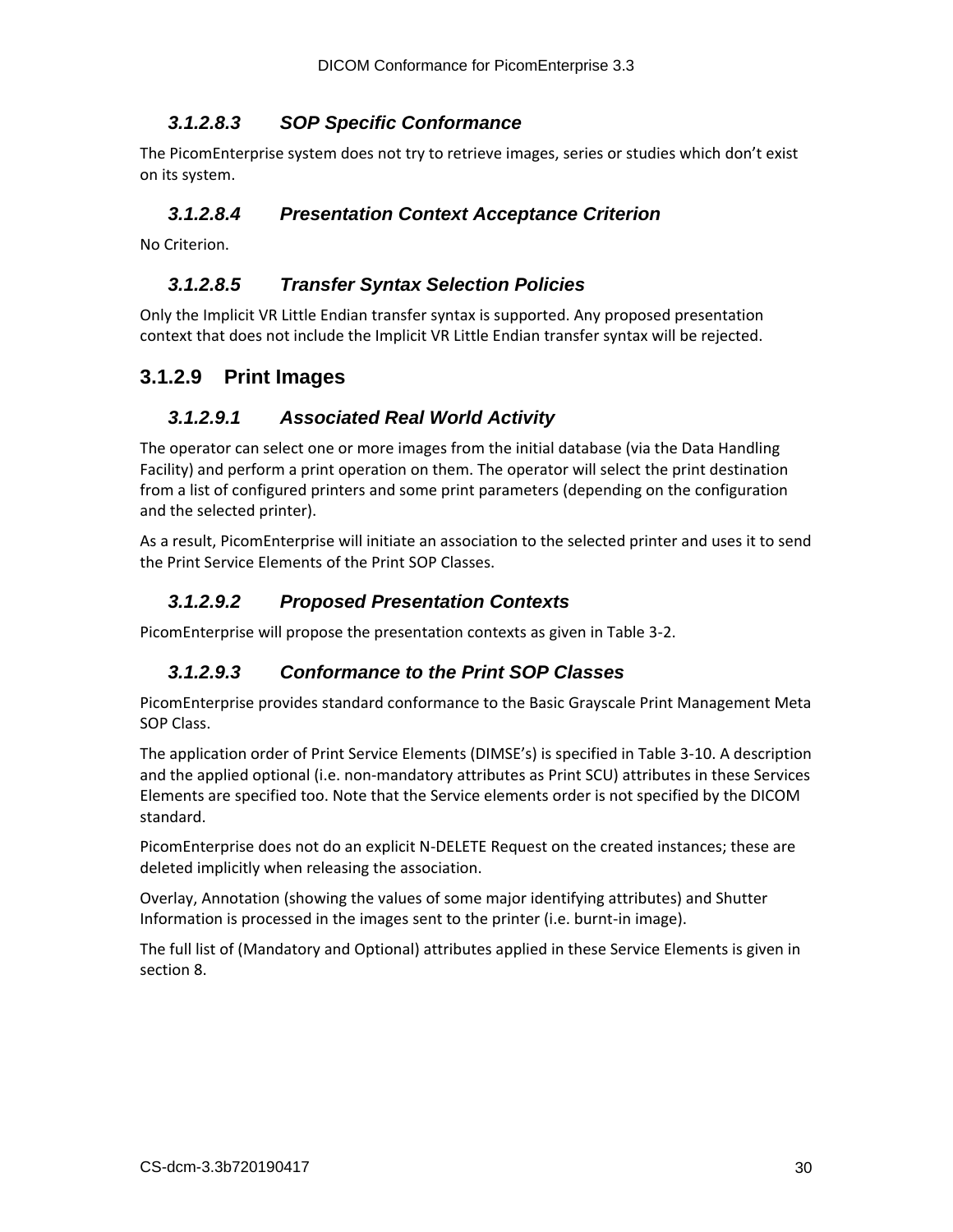#### 3.1.2.8.3 SOP Specific Conformance

The PicomEnterprise system does not try to retrieve images, series or studies which don't exist on its system.

#### 3.1.2.8.4 Presentation Context Acceptance Criterion

No Criterion.

#### 3.1.2.8.5 Transfer Syntax Selection Policies

Only the Implicit VR Little Endian transfer syntax is supported. Any proposed presentation context that does not include the Implicit VR Little Endian transfer syntax will be rejected.

### 3.1.2.9 Print Images

#### 3.1.2.9.1 Associated Real World Activity

The operator can select one or more images from the initial database (via the Data Handling Facility) and perform a print operation on them. The operator will select the print destination from a list of configured printers and some print parameters (depending on the configuration and the selected printer).

As a result, PicomEnterprise will initiate an association to the selected printer and uses it to send the Print Service Elements of the Print SOP Classes.

#### 3.1.2.9.2 Proposed Presentation Contexts

PicomEnterprise will propose the presentation contexts as given in Table 3-2.

#### 3.1.2.9.3 Conformance to the Print SOP Classes

PicomEnterprise provides standard conformance to the Basic Grayscale Print Management Meta SOP Class.

The application order of Print Service Elements (DIMSE's) is specified in Table 3-10. A description and the applied optional (i.e. non-mandatory attributes as Print SCU) attributes in these Services Elements are specified too. Note that the Service elements order is not specified by the DICOM standard.

PicomEnterprise does not do an explicit N-DELETE Request on the created instances; these are deleted implicitly when releasing the association.

Overlay, Annotation (showing the values of some major identifying attributes) and Shutter Information is processed in the images sent to the printer (i.e. burnt-in image).

The full list of (Mandatory and Optional) attributes applied in these Service Elements is given in section 8.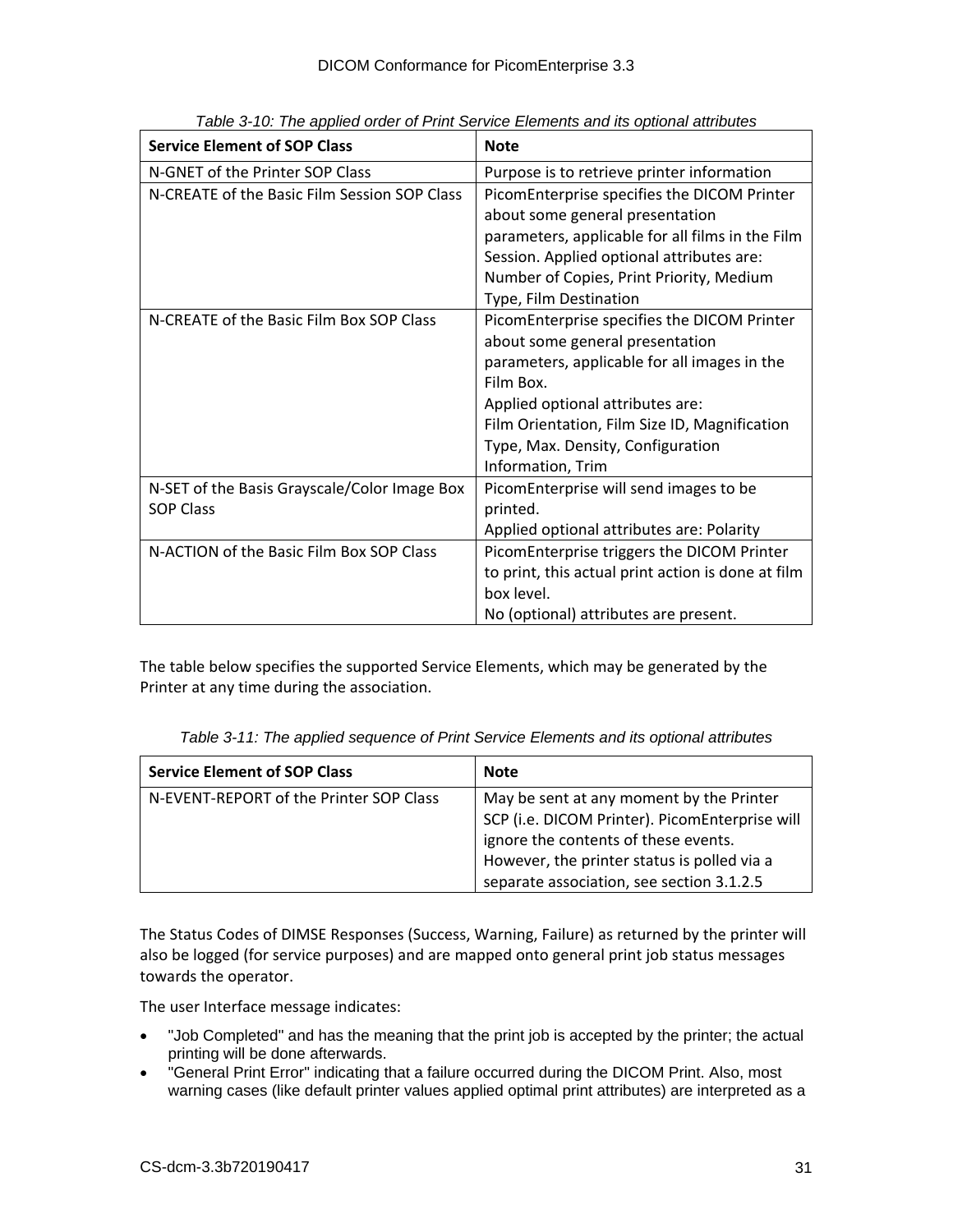*Table 3-10: The applied order of Print Service Elements and its optional attributes*

| **Service Element of SOP Class** | **Note** |
|---|---|
| N-GNET of the Printer SOP Class | Purpose is to retrieve printer information |
| N-CREATE of the Basic Film Session SOP Class | PicomEnterprise specifies the DICOM Printer about some general presentation parameters, applicable for all films in the Film Session. Applied optional attributes are: Number of Copies, Print Priority, Medium Type, Film Destination |
| N-CREATE of the Basic Film Box SOP Class | PicomEnterprise specifies the DICOM Printer about some general presentation parameters, applicable for all images in the Film Box.<br>Applied optional attributes are:<br>Film Orientation, Film Size ID, Magnification Type, Max. Density, Configuration Information, Trim |
| N-SET of the Basis Grayscale/Color Image Box SOP Class | PicomEnterprise will send images to be printed.<br>Applied optional attributes are: Polarity |
| N-ACTION of the Basic Film Box SOP Class | PicomEnterprise triggers the DICOM Printer to print, this actual print action is done at film box level.<br>No (optional) attributes are present. |

The table below specifies the supported Service Elements, which may be generated by the Printer at any time during the association.

*Table 3-11: The applied sequence of Print Service Elements and its optional attributes*

| **Service Element of SOP Class** | **Note** |
|---|---|
| N-EVENT-REPORT of the Printer SOP Class | May be sent at any moment by the Printer SCP (i.e. DICOM Printer). PicomEnterprise will ignore the contents of these events. However, the printer status is polled via a separate association, see section 3.1.2.5 |

The Status Codes of DIMSE Responses (Success, Warning, Failure) as returned by the printer will also be logged (for service purposes) and are mapped onto general print job status messages towards the operator.

The user Interface message indicates:

- "Job Completed" and has the meaning that the print job is accepted by the printer; the actual printing will be done afterwards.
- "General Print Error" indicating that a failure occurred during the DICOM Print. Also, most warning cases (like default printer values applied optimal print attributes) are interpreted as a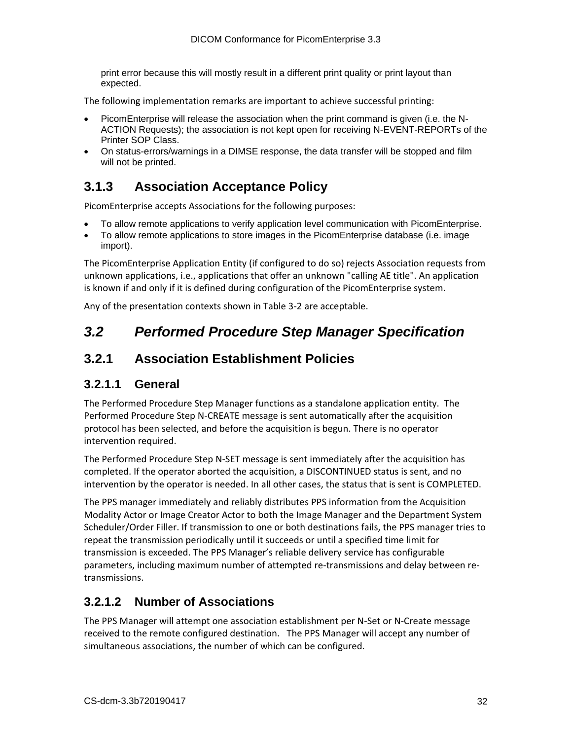print error because this will mostly result in a different print quality or print layout than expected.

The following implementation remarks are important to achieve successful printing:

- PicomEnterprise will release the association when the print command is given (i.e. the N-ACTION Requests); the association is not kept open for receiving N-EVENT-REPORTs of the Printer SOP Class.
- On status-errors/warnings in a DIMSE response, the data transfer will be stopped and film will not be printed.

### 3.1.3 Association Acceptance Policy

PicomEnterprise accepts Associations for the following purposes:

- To allow remote applications to verify application level communication with PicomEnterprise.
- To allow remote applications to store images in the PicomEnterprise database (i.e. image import).

The PicomEnterprise Application Entity (if configured to do so) rejects Association requests from unknown applications, i.e., applications that offer an unknown "calling AE title". An application is known if and only if it is defined during configuration of the PicomEnterprise system.

Any of the presentation contexts shown in Table 3-2 are acceptable.

## *3.2 Performed Procedure Step Manager Specification*

### 3.2.1 Association Establishment Policies

#### 3.2.1.1 General

The Performed Procedure Step Manager functions as a standalone application entity. The Performed Procedure Step N-CREATE message is sent automatically after the acquisition protocol has been selected, and before the acquisition is begun. There is no operator intervention required.

The Performed Procedure Step N-SET message is sent immediately after the acquisition has completed. If the operator aborted the acquisition, a DISCONTINUED status is sent, and no intervention by the operator is needed. In all other cases, the status that is sent is COMPLETED.

The PPS manager immediately and reliably distributes PPS information from the Acquisition Modality Actor or Image Creator Actor to both the Image Manager and the Department System Scheduler/Order Filler. If transmission to one or both destinations fails, the PPS manager tries to repeat the transmission periodically until it succeeds or until a specified time limit for transmission is exceeded. The PPS Manager's reliable delivery service has configurable parameters, including maximum number of attempted re-transmissions and delay between re-transmissions.

#### 3.2.1.2 Number of Associations

The PPS Manager will attempt one association establishment per N-Set or N-Create message received to the remote configured destination. The PPS Manager will accept any number of simultaneous associations, the number of which can be configured.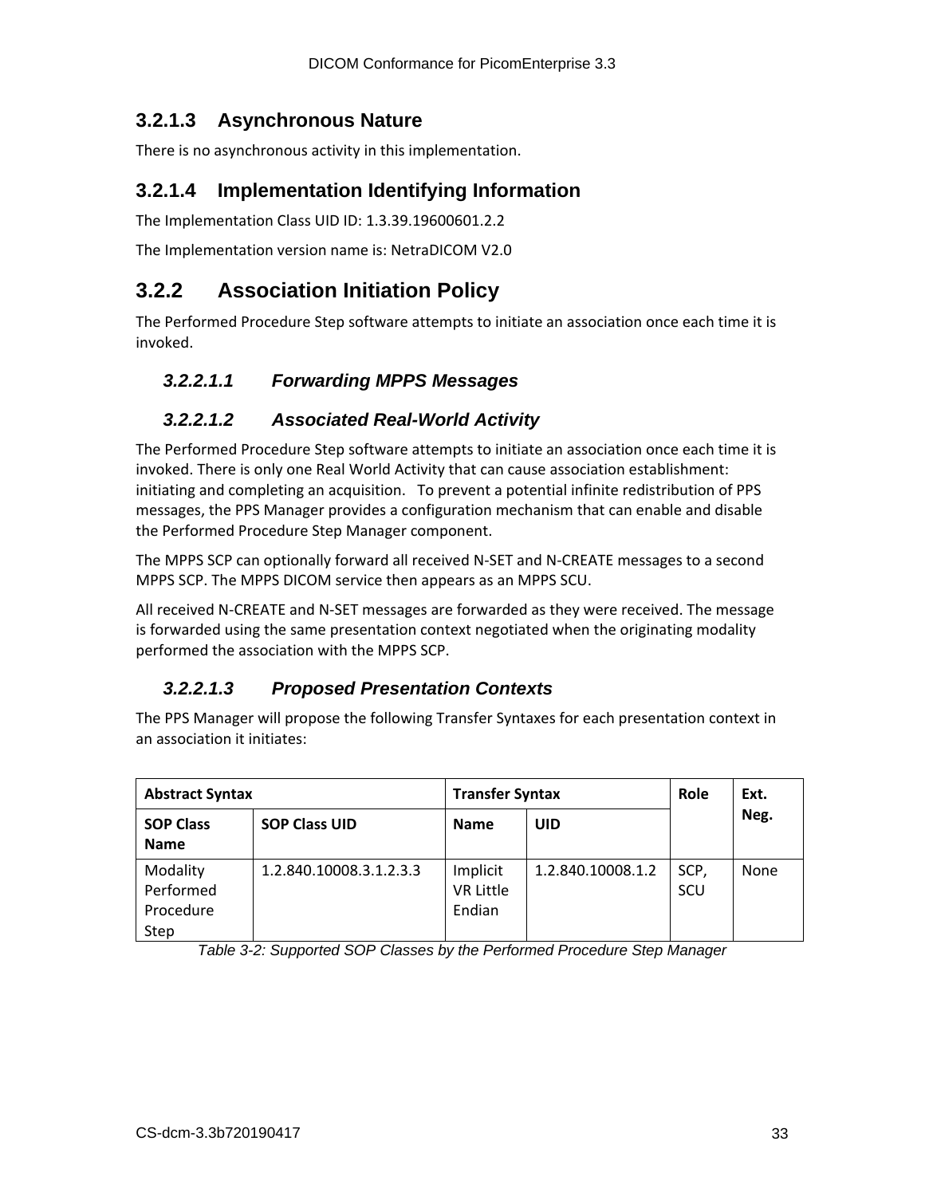### 3.2.1.3 Asynchronous Nature

There is no asynchronous activity in this implementation.

### 3.2.1.4 Implementation Identifying Information

The Implementation Class UID ID: 1.3.39.19600601.2.2

The Implementation version name is: NetraDICOM V2.0

## 3.2.2 Association Initiation Policy

The Performed Procedure Step software attempts to initiate an association once each time it is invoked.

#### *3.2.2.1.1 Forwarding MPPS Messages*

#### *3.2.2.1.2 Associated Real-World Activity*

The Performed Procedure Step software attempts to initiate an association once each time it is invoked. There is only one Real World Activity that can cause association establishment: initiating and completing an acquisition. To prevent a potential infinite redistribution of PPS messages, the PPS Manager provides a configuration mechanism that can enable and disable the Performed Procedure Step Manager component.

The MPPS SCP can optionally forward all received N-SET and N-CREATE messages to a second MPPS SCP. The MPPS DICOM service then appears as an MPPS SCU.

All received N-CREATE and N-SET messages are forwarded as they were received. The message is forwarded using the same presentation context negotiated when the originating modality performed the association with the MPPS SCP.

#### *3.2.2.1.3 Proposed Presentation Contexts*

The PPS Manager will propose the following Transfer Syntaxes for each presentation context in an association it initiates:

| **Abstract Syntax** | | **Transfer Syntax** | | **Role** | **Ext. Neg.** |
|---|---|---|---|---|---|
| **SOP Class Name** | **SOP Class UID** | **Name** | **UID** | | |
| Modality Performed Procedure Step | 1.2.840.10008.3.1.2.3.3 | Implicit VR Little Endian | 1.2.840.10008.1.2 | SCP, SCU | None |

*Table 3-2: Supported SOP Classes by the Performed Procedure Step Manager*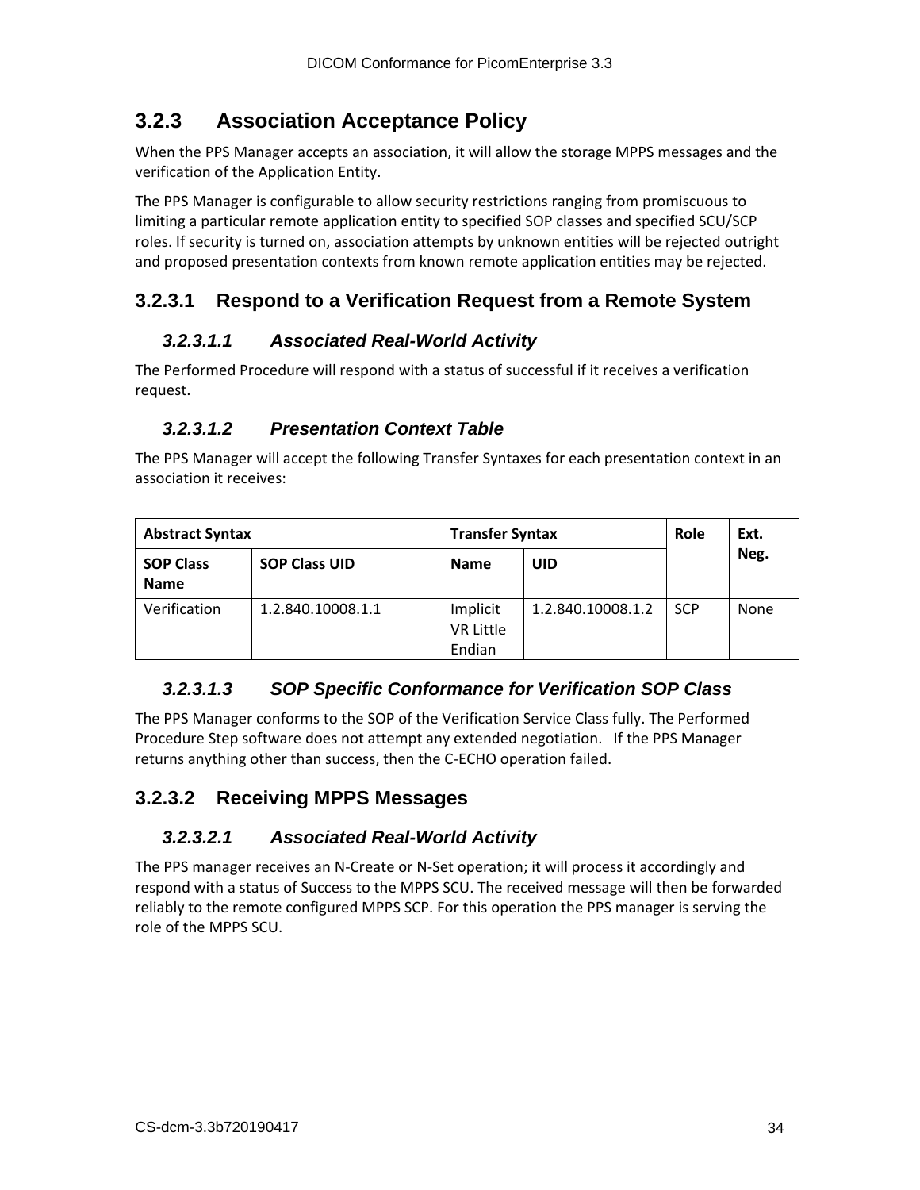### 3.2.3 Association Acceptance Policy

When the PPS Manager accepts an association, it will allow the storage MPPS messages and the verification of the Application Entity.

The PPS Manager is configurable to allow security restrictions ranging from promiscuous to limiting a particular remote application entity to specified SOP classes and specified SCU/SCP roles. If security is turned on, association attempts by unknown entities will be rejected outright and proposed presentation contexts from known remote application entities may be rejected.

### 3.2.3.1 Respond to a Verification Request from a Remote System

#### *3.2.3.1.1 Associated Real-World Activity*

The Performed Procedure will respond with a status of successful if it receives a verification request.

#### *3.2.3.1.2 Presentation Context Table*

The PPS Manager will accept the following Transfer Syntaxes for each presentation context in an association it receives:

| **Abstract Syntax** | | **Transfer Syntax** | | **Role** | **Ext. Neg.** |
|---|---|---|---|---|---|
| **SOP Class Name** | **SOP Class UID** | **Name** | **UID** | | |
| Verification | 1.2.840.10008.1.1 | Implicit VR Little Endian | 1.2.840.10008.1.2 | SCP | None |

#### *3.2.3.1.3 SOP Specific Conformance for Verification SOP Class*

The PPS Manager conforms to the SOP of the Verification Service Class fully. The Performed Procedure Step software does not attempt any extended negotiation. If the PPS Manager returns anything other than success, then the C-ECHO operation failed.

### 3.2.3.2 Receiving MPPS Messages

#### *3.2.3.2.1 Associated Real-World Activity*

The PPS manager receives an N-Create or N-Set operation; it will process it accordingly and respond with a status of Success to the MPPS SCU. The received message will then be forwarded reliably to the remote configured MPPS SCP. For this operation the PPS manager is serving the role of the MPPS SCU.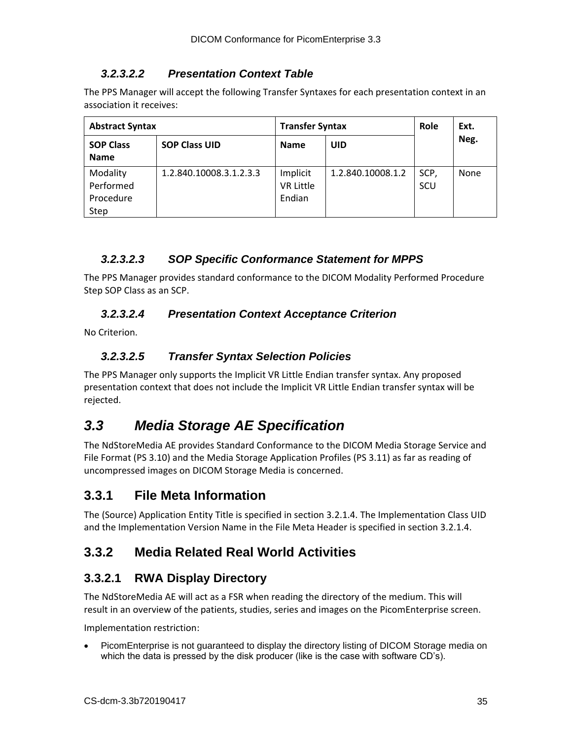#### 3.2.3.2.2 Presentation Context Table

The PPS Manager will accept the following Transfer Syntaxes for each presentation context in an association it receives:

| Abstract Syntax | | Transfer Syntax | | Role | Ext. Neg. |
|---|---|---|---|---|---|
| SOP Class Name | SOP Class UID | Name | UID | | |
| Modality Performed Procedure Step | 1.2.840.10008.3.1.2.3.3 | Implicit VR Little Endian | 1.2.840.10008.1.2 | SCP, SCU | None |

#### 3.2.3.2.3 SOP Specific Conformance Statement for MPPS

The PPS Manager provides standard conformance to the DICOM Modality Performed Procedure Step SOP Class as an SCP.

#### 3.2.3.2.4 Presentation Context Acceptance Criterion

No Criterion.

#### 3.2.3.2.5 Transfer Syntax Selection Policies

The PPS Manager only supports the Implicit VR Little Endian transfer syntax. Any proposed presentation context that does not include the Implicit VR Little Endian transfer syntax will be rejected.

## 3.3 Media Storage AE Specification

The NdStoreMedia AE provides Standard Conformance to the DICOM Media Storage Service and File Format (PS 3.10) and the Media Storage Application Profiles (PS 3.11) as far as reading of uncompressed images on DICOM Storage Media is concerned.

### 3.3.1 File Meta Information

The (Source) Application Entity Title is specified in section 3.2.1.4. The Implementation Class UID and the Implementation Version Name in the File Meta Header is specified in section 3.2.1.4.

### 3.3.2 Media Related Real World Activities

#### 3.3.2.1 RWA Display Directory

The NdStoreMedia AE will act as a FSR when reading the directory of the medium. This will result in an overview of the patients, studies, series and images on the PicomEnterprise screen.

Implementation restriction:

- PicomEnterprise is not guaranteed to display the directory listing of DICOM Storage media on which the data is pressed by the disk producer (like is the case with software CD's).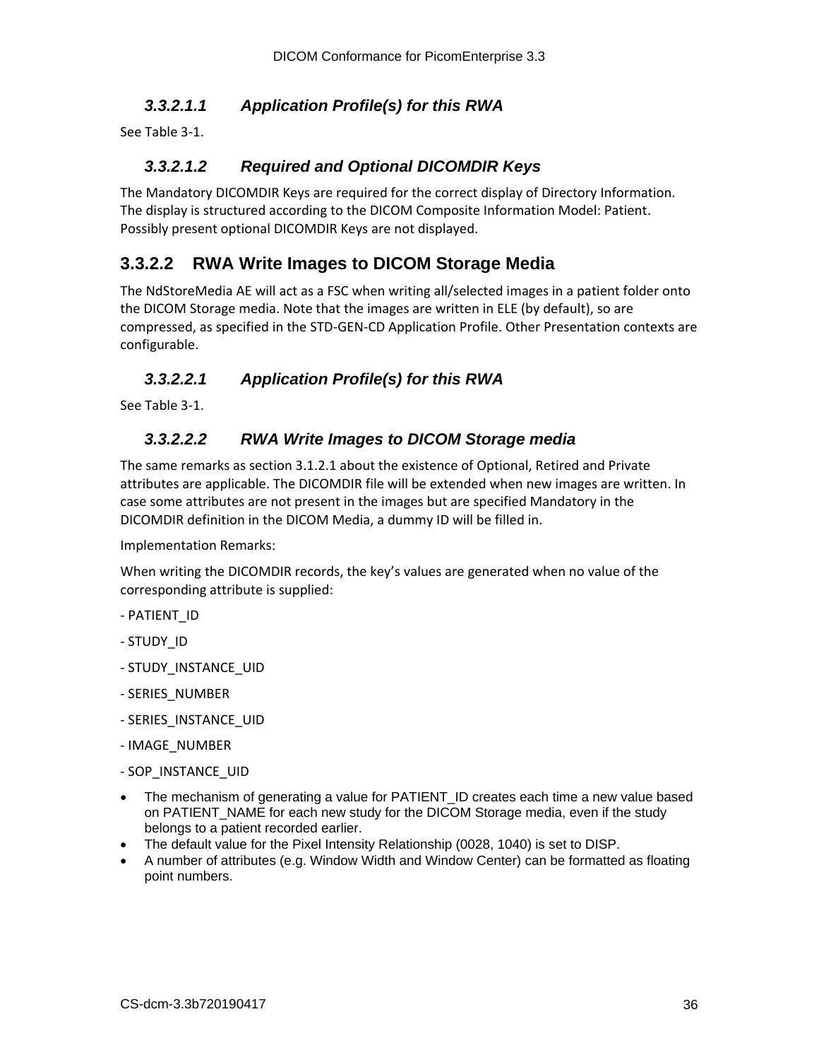#### 3.3.2.1.1 Application Profile(s) for this RWA

See Table 3-1.

#### 3.3.2.1.2 Required and Optional DICOMDIR Keys

The Mandatory DICOMDIR Keys are required for the correct display of Directory Information. The display is structured according to the DICOM Composite Information Model: Patient. Possibly present optional DICOMDIR Keys are not displayed.

### 3.3.2.2 RWA Write Images to DICOM Storage Media

The NdStoreMedia AE will act as a FSC when writing all/selected images in a patient folder onto the DICOM Storage media. Note that the images are written in ELE (by default), so are compressed, as specified in the STD-GEN-CD Application Profile. Other Presentation contexts are configurable.

#### 3.3.2.2.1 Application Profile(s) for this RWA

See Table 3-1.

#### 3.3.2.2.2 RWA Write Images to DICOM Storage media

The same remarks as section 3.1.2.1 about the existence of Optional, Retired and Private attributes are applicable. The DICOMDIR file will be extended when new images are written. In case some attributes are not present in the images but are specified Mandatory in the DICOMDIR definition in the DICOM Media, a dummy ID will be filled in.

Implementation Remarks:

When writing the DICOMDIR records, the key's values are generated when no value of the corresponding attribute is supplied:

- PATIENT_ID
- STUDY_ID
- STUDY_INSTANCE_UID
- SERIES_NUMBER
- SERIES_INSTANCE_UID
- IMAGE_NUMBER
- SOP_INSTANCE_UID

- The mechanism of generating a value for PATIENT_ID creates each time a new value based on PATIENT_NAME for each new study for the DICOM Storage media, even if the study belongs to a patient recorded earlier.
- The default value for the Pixel Intensity Relationship (0028, 1040) is set to DISP.
- A number of attributes (e.g. Window Width and Window Center) can be formatted as floating point numbers.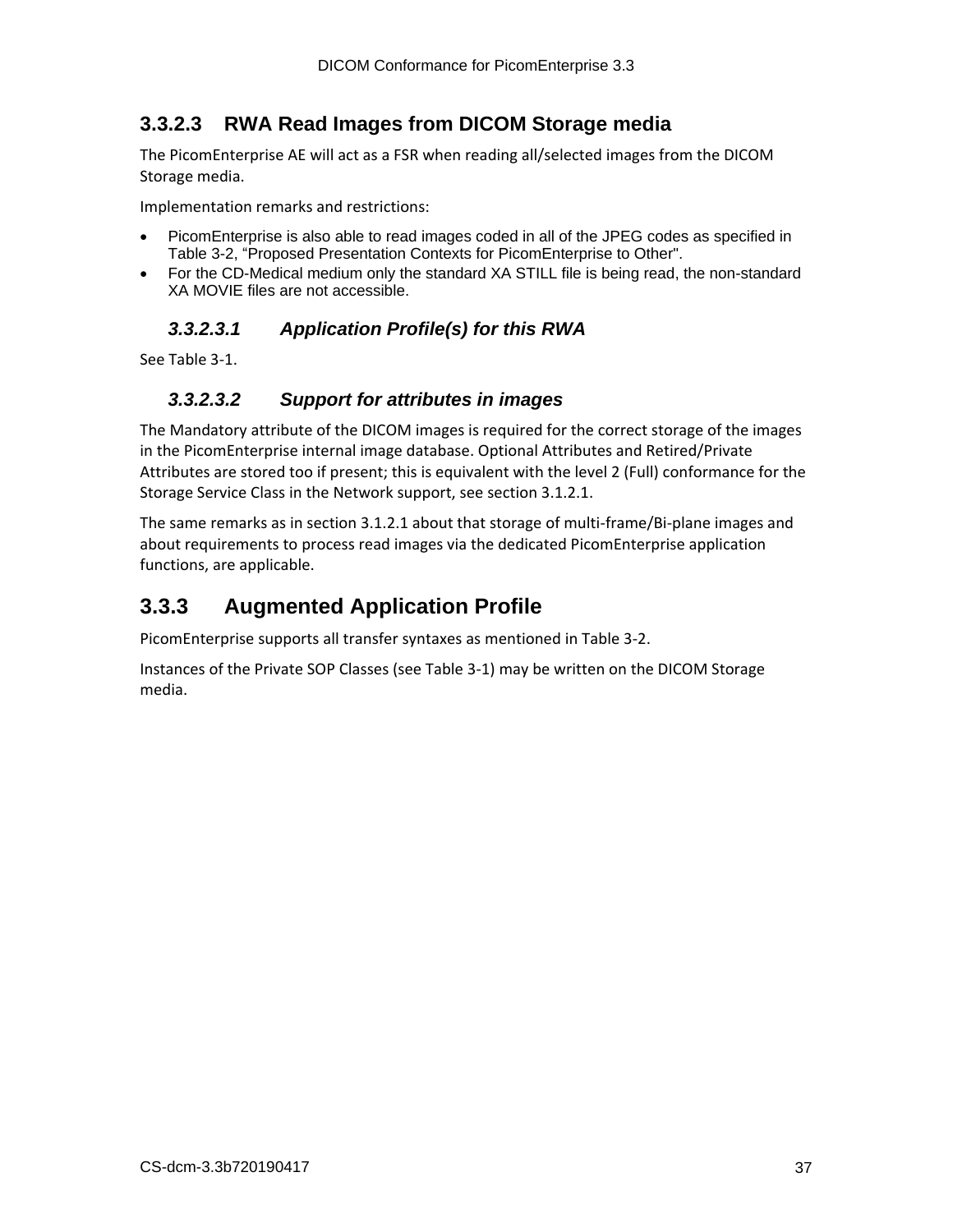### 3.3.2.3 RWA Read Images from DICOM Storage media

The PicomEnterprise AE will act as a FSR when reading all/selected images from the DICOM Storage media.

Implementation remarks and restrictions:

- PicomEnterprise is also able to read images coded in all of the JPEG codes as specified in Table 3-2, "Proposed Presentation Contexts for PicomEnterprise to Other".
- For the CD-Medical medium only the standard XA STILL file is being read, the non-standard XA MOVIE files are not accessible.

#### *3.3.2.3.1 Application Profile(s) for this RWA*

See Table 3-1.

#### *3.3.2.3.2 Support for attributes in images*

The Mandatory attribute of the DICOM images is required for the correct storage of the images in the PicomEnterprise internal image database. Optional Attributes and Retired/Private Attributes are stored too if present; this is equivalent with the level 2 (Full) conformance for the Storage Service Class in the Network support, see section 3.1.2.1.

The same remarks as in section 3.1.2.1 about that storage of multi-frame/Bi-plane images and about requirements to process read images via the dedicated PicomEnterprise application functions, are applicable.

## 3.3.3 Augmented Application Profile

PicomEnterprise supports all transfer syntaxes as mentioned in Table 3-2.

Instances of the Private SOP Classes (see Table 3-1) may be written on the DICOM Storage media.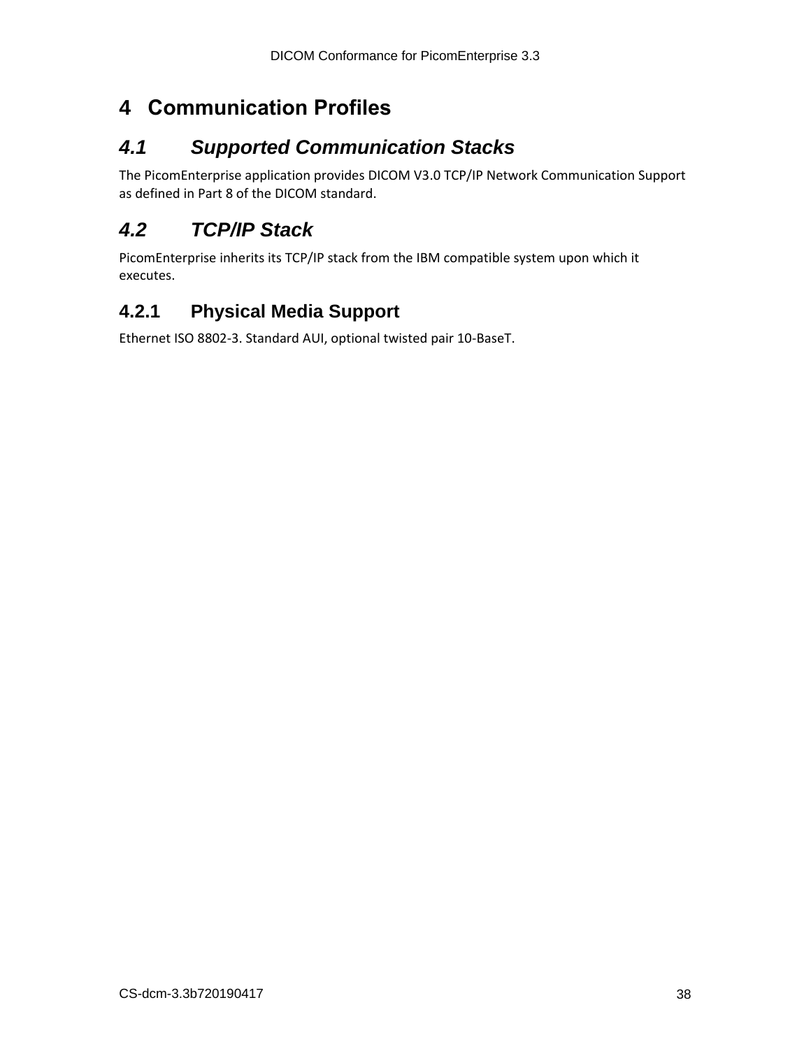# 4 Communication Profiles

## 4.1 Supported Communication Stacks

The PicomEnterprise application provides DICOM V3.0 TCP/IP Network Communication Support as defined in Part 8 of the DICOM standard.

## 4.2 TCP/IP Stack

PicomEnterprise inherits its TCP/IP stack from the IBM compatible system upon which it executes.

### 4.2.1 Physical Media Support

Ethernet ISO 8802-3. Standard AUI, optional twisted pair 10-BaseT.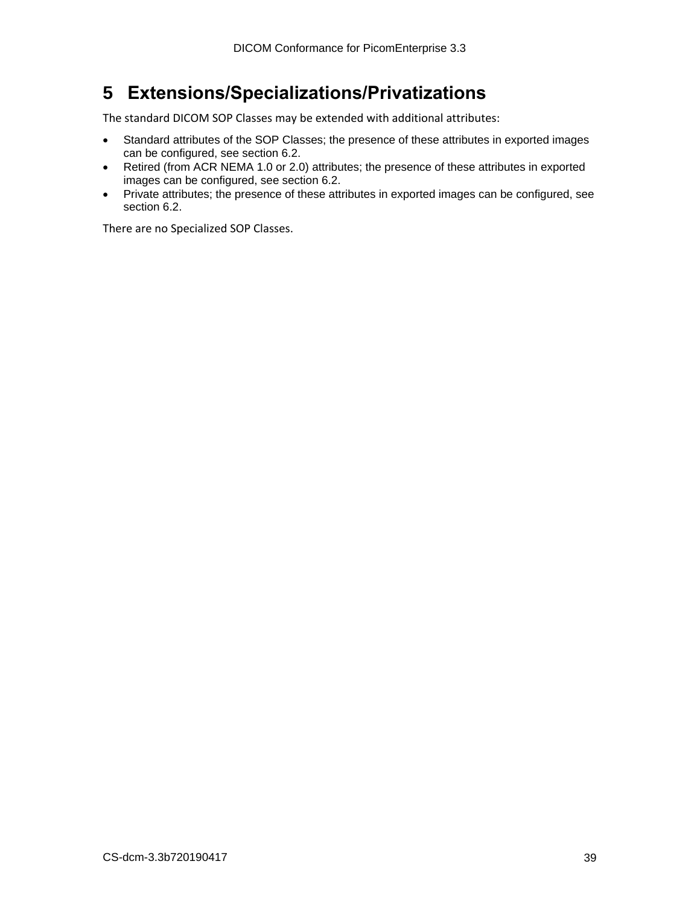# 5 Extensions/Specializations/Privatizations

The standard DICOM SOP Classes may be extended with additional attributes:

- Standard attributes of the SOP Classes; the presence of these attributes in exported images can be configured, see section 6.2.
- Retired (from ACR NEMA 1.0 or 2.0) attributes; the presence of these attributes in exported images can be configured, see section 6.2.
- Private attributes; the presence of these attributes in exported images can be configured, see section 6.2.

There are no Specialized SOP Classes.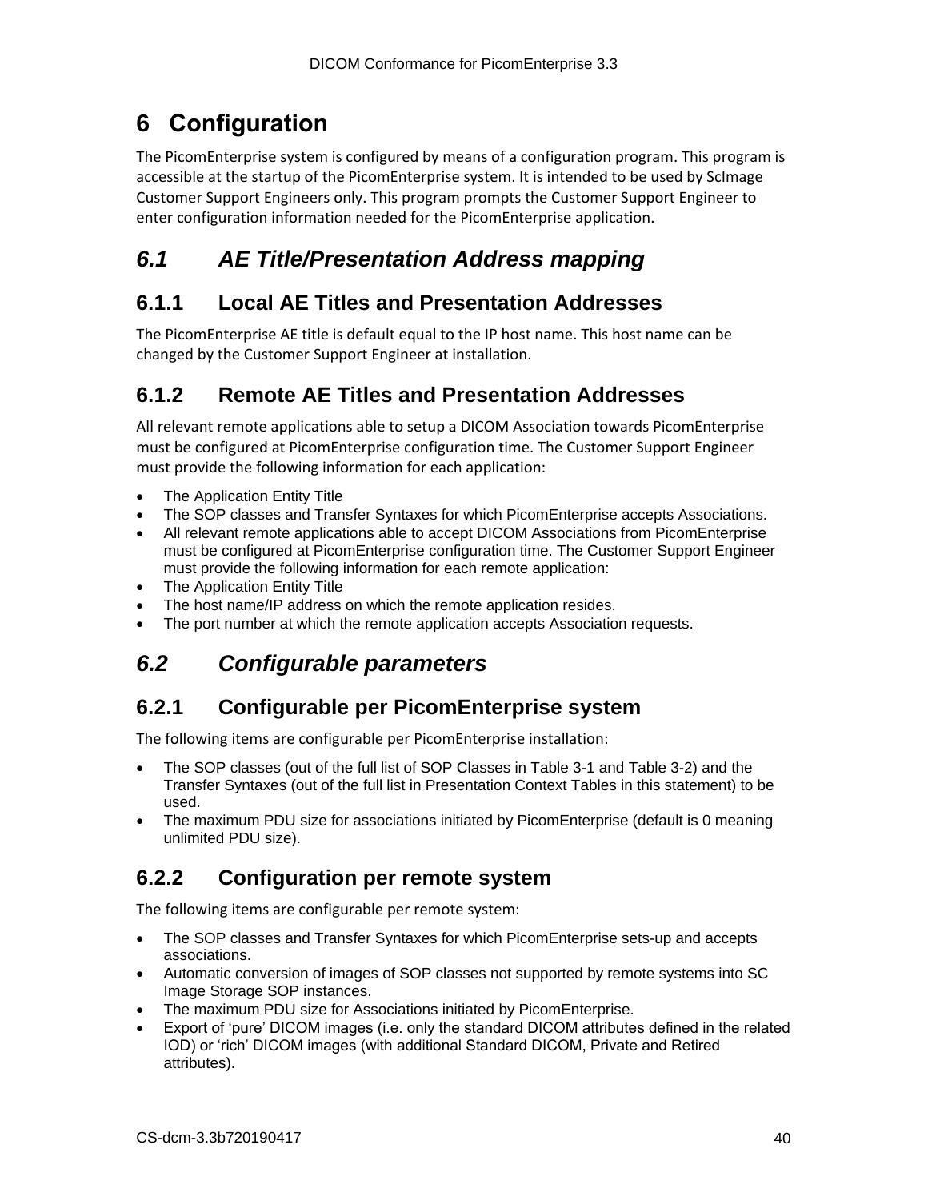# 6 Configuration

The PicomEnterprise system is configured by means of a configuration program. This program is accessible at the startup of the PicomEnterprise system. It is intended to be used by ScImage Customer Support Engineers only. This program prompts the Customer Support Engineer to enter configuration information needed for the PicomEnterprise application.

## *6.1 AE Title/Presentation Address mapping*

### 6.1.1 Local AE Titles and Presentation Addresses

The PicomEnterprise AE title is default equal to the IP host name. This host name can be changed by the Customer Support Engineer at installation.

### 6.1.2 Remote AE Titles and Presentation Addresses

All relevant remote applications able to setup a DICOM Association towards PicomEnterprise must be configured at PicomEnterprise configuration time. The Customer Support Engineer must provide the following information for each application:

- The Application Entity Title
- The SOP classes and Transfer Syntaxes for which PicomEnterprise accepts Associations.
- All relevant remote applications able to accept DICOM Associations from PicomEnterprise must be configured at PicomEnterprise configuration time. The Customer Support Engineer must provide the following information for each remote application:
- The Application Entity Title
- The host name/IP address on which the remote application resides.
- The port number at which the remote application accepts Association requests.

## *6.2 Configurable parameters*

### 6.2.1 Configurable per PicomEnterprise system

The following items are configurable per PicomEnterprise installation:

- The SOP classes (out of the full list of SOP Classes in Table 3-1 and Table 3-2) and the Transfer Syntaxes (out of the full list in Presentation Context Tables in this statement) to be used.
- The maximum PDU size for associations initiated by PicomEnterprise (default is 0 meaning unlimited PDU size).

### 6.2.2 Configuration per remote system

The following items are configurable per remote system:

- The SOP classes and Transfer Syntaxes for which PicomEnterprise sets-up and accepts associations.
- Automatic conversion of images of SOP classes not supported by remote systems into SC Image Storage SOP instances.
- The maximum PDU size for Associations initiated by PicomEnterprise.
- Export of 'pure' DICOM images (i.e. only the standard DICOM attributes defined in the related IOD) or 'rich' DICOM images (with additional Standard DICOM, Private and Retired attributes).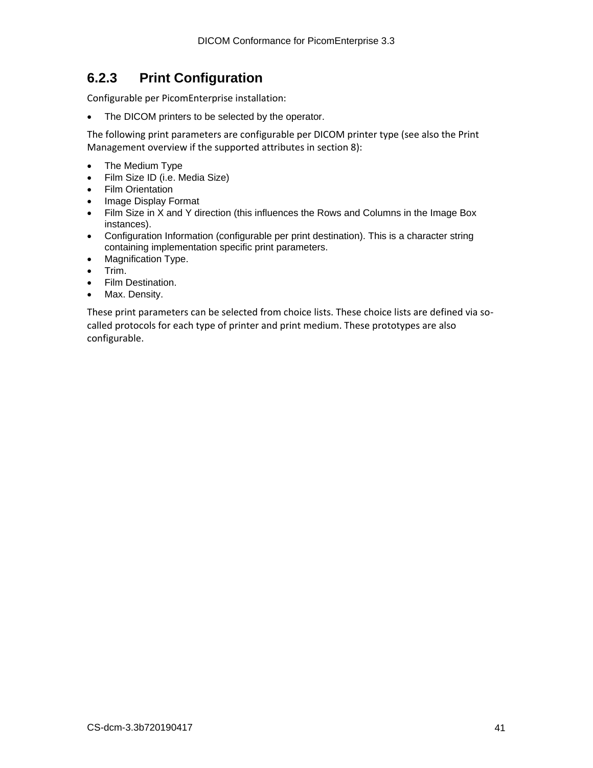### 6.2.3 Print Configuration

Configurable per PicomEnterprise installation:

- The DICOM printers to be selected by the operator.

The following print parameters are configurable per DICOM printer type (see also the Print Management overview if the supported attributes in section 8):

- The Medium Type
- Film Size ID (i.e. Media Size)
- Film Orientation
- Image Display Format
- Film Size in X and Y direction (this influences the Rows and Columns in the Image Box instances).
- Configuration Information (configurable per print destination). This is a character string containing implementation specific print parameters.
- Magnification Type.
- Trim.
- Film Destination.
- Max. Density.

These print parameters can be selected from choice lists. These choice lists are defined via so-called protocols for each type of printer and print medium. These prototypes are also configurable.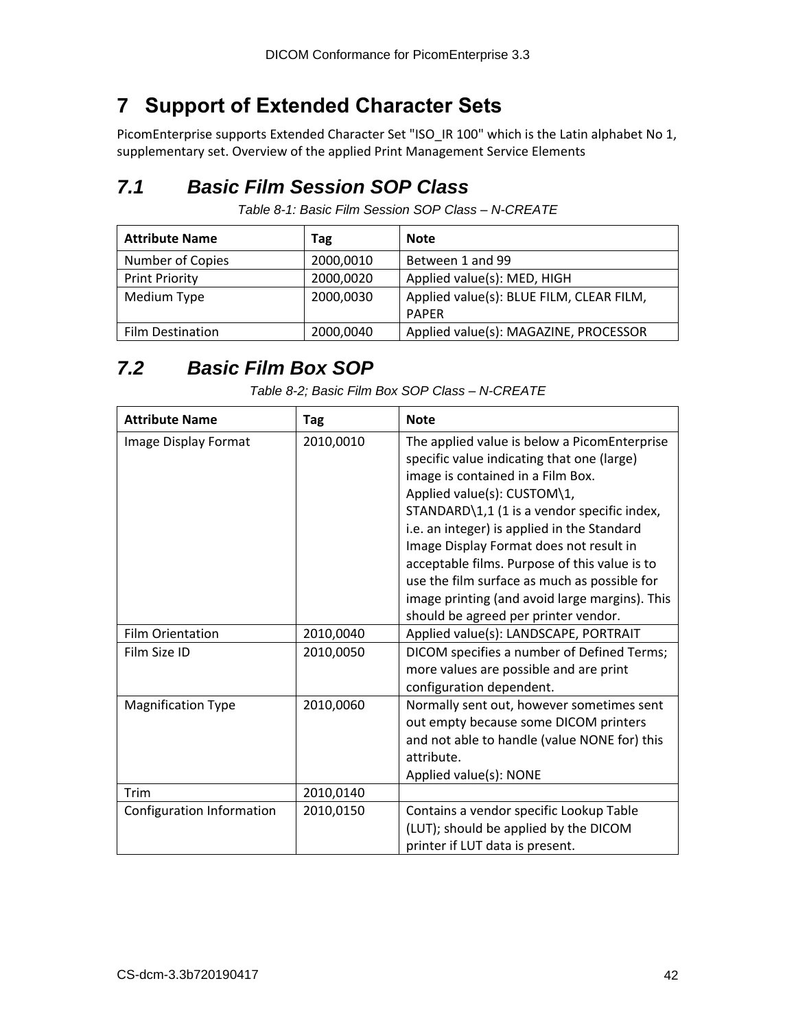# 7 Support of Extended Character Sets

PicomEnterprise supports Extended Character Set "ISO_IR 100" which is the Latin alphabet No 1, supplementary set. Overview of the applied Print Management Service Elements

## 7.1 Basic Film Session SOP Class

*Table 8-1: Basic Film Session SOP Class – N-CREATE*

| Attribute Name | Tag | Note |
|---|---|---|
| Number of Copies | 2000,0010 | Between 1 and 99 |
| Print Priority | 2000,0020 | Applied value(s): MED, HIGH |
| Medium Type | 2000,0030 | Applied value(s): BLUE FILM, CLEAR FILM, PAPER |
| Film Destination | 2000,0040 | Applied value(s): MAGAZINE, PROCESSOR |

## 7.2 Basic Film Box SOP

*Table 8-2; Basic Film Box SOP Class – N-CREATE*

| Attribute Name | Tag | Note |
|---|---|---|
| Image Display Format | 2010,0010 | The applied value is below a PicomEnterprise specific value indicating that one (large) image is contained in a Film Box.<br>Applied value(s): CUSTOM\1, STANDARD\1,1 (1 is a vendor specific index, i.e. an integer) is applied in the Standard Image Display Format does not result in acceptable films. Purpose of this value is to use the film surface as much as possible for image printing (and avoid large margins). This should be agreed per printer vendor. |
| Film Orientation | 2010,0040 | Applied value(s): LANDSCAPE, PORTRAIT |
| Film Size ID | 2010,0050 | DICOM specifies a number of Defined Terms; more values are possible and are print configuration dependent. |
| Magnification Type | 2010,0060 | Normally sent out, however sometimes sent out empty because some DICOM printers and not able to handle (value NONE for) this attribute.<br>Applied value(s): NONE |
| Trim | 2010,0140 | |
| Configuration Information | 2010,0150 | Contains a vendor specific Lookup Table (LUT); should be applied by the DICOM printer if LUT data is present. |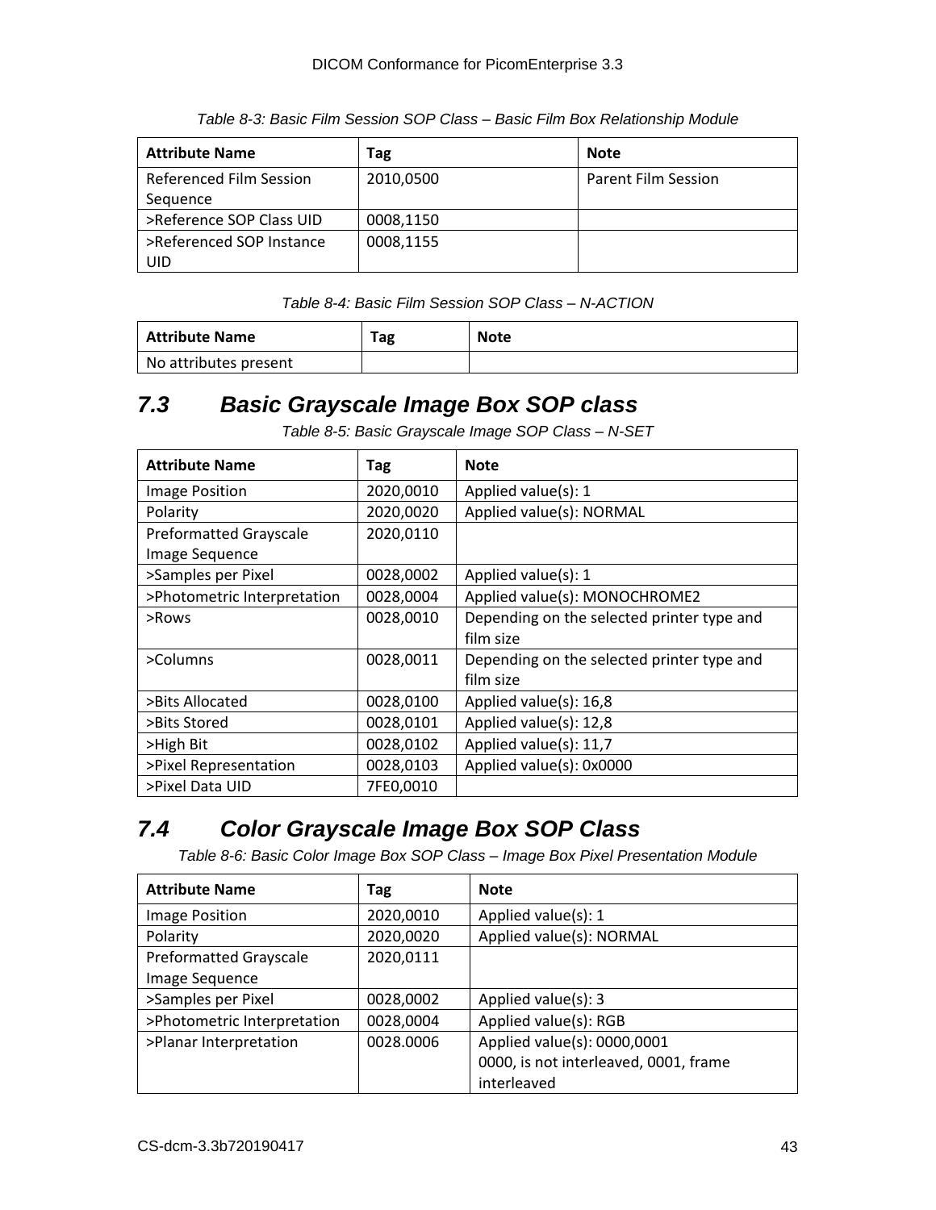*Table 8-3: Basic Film Session SOP Class – Basic Film Box Relationship Module*

| Attribute Name | Tag | Note |
|---|---|---|
| Referenced Film Session Sequence | 2010,0500 | Parent Film Session |
| >Reference SOP Class UID | 0008,1150 | |
| >Referenced SOP Instance UID | 0008,1155 | |

*Table 8-4: Basic Film Session SOP Class – N-ACTION*

| Attribute Name | Tag | Note |
|---|---|---|
| No attributes present | | |

## 7.3 Basic Grayscale Image Box SOP class

*Table 8-5: Basic Grayscale Image SOP Class – N-SET*

| Attribute Name | Tag | Note |
|---|---|---|
| Image Position | 2020,0010 | Applied value(s): 1 |
| Polarity | 2020,0020 | Applied value(s): NORMAL |
| Preformatted Grayscale Image Sequence | 2020,0110 | |
| >Samples per Pixel | 0028,0002 | Applied value(s): 1 |
| >Photometric Interpretation | 0028,0004 | Applied value(s): MONOCHROME2 |
| >Rows | 0028,0010 | Depending on the selected printer type and film size |
| >Columns | 0028,0011 | Depending on the selected printer type and film size |
| >Bits Allocated | 0028,0100 | Applied value(s): 16,8 |
| >Bits Stored | 0028,0101 | Applied value(s): 12,8 |
| >High Bit | 0028,0102 | Applied value(s): 11,7 |
| >Pixel Representation | 0028,0103 | Applied value(s): 0x0000 |
| >Pixel Data UID | 7FE0,0010 | |

## 7.4 Color Grayscale Image Box SOP Class

*Table 8-6: Basic Color Image Box SOP Class – Image Box Pixel Presentation Module*

| Attribute Name | Tag | Note |
|---|---|---|
| Image Position | 2020,0010 | Applied value(s): 1 |
| Polarity | 2020,0020 | Applied value(s): NORMAL |
| Preformatted Grayscale Image Sequence | 2020,0111 | |
| >Samples per Pixel | 0028,0002 | Applied value(s): 3 |
| >Photometric Interpretation | 0028,0004 | Applied value(s): RGB |
| >Planar Interpretation | 0028.0006 | Applied value(s): 0000,0001<br>0000, is not interleaved, 0001, frame interleaved |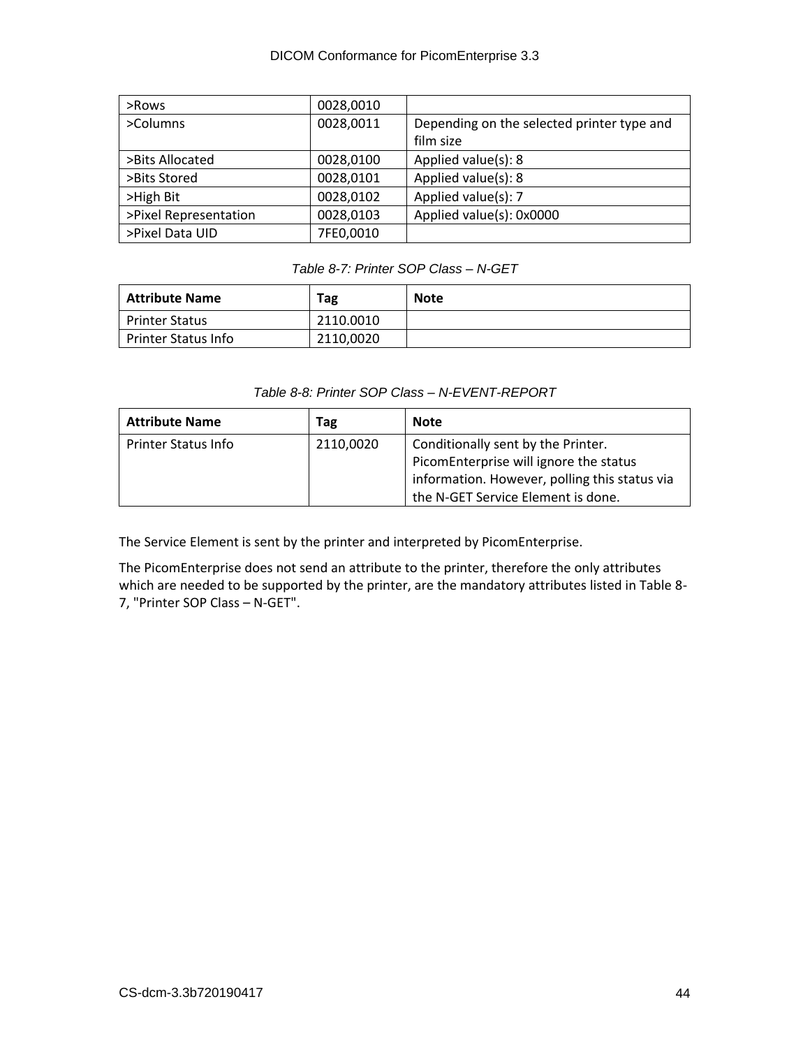| | | |
|---|---|---|
| >Rows | 0028,0010 | |
| >Columns | 0028,0011 | Depending on the selected printer type and film size |
| >Bits Allocated | 0028,0100 | Applied value(s): 8 |
| >Bits Stored | 0028,0101 | Applied value(s): 8 |
| >High Bit | 0028,0102 | Applied value(s): 7 |
| >Pixel Representation | 0028,0103 | Applied value(s): 0x0000 |
| >Pixel Data UID | 7FE0,0010 | |

*Table 8-7: Printer SOP Class – N-GET*

| Attribute Name | Tag | Note |
|---|---|---|
| Printer Status | 2110.0010 | |
| Printer Status Info | 2110,0020 | |

*Table 8-8: Printer SOP Class – N-EVENT-REPORT*

| Attribute Name | Tag | Note |
|---|---|---|
| Printer Status Info | 2110,0020 | Conditionally sent by the Printer. PicomEnterprise will ignore the status information. However, polling this status via the N-GET Service Element is done. |

The Service Element is sent by the printer and interpreted by PicomEnterprise.

The PicomEnterprise does not send an attribute to the printer, therefore the only attributes which are needed to be supported by the printer, are the mandatory attributes listed in Table 8-7, "Printer SOP Class – N-GET".